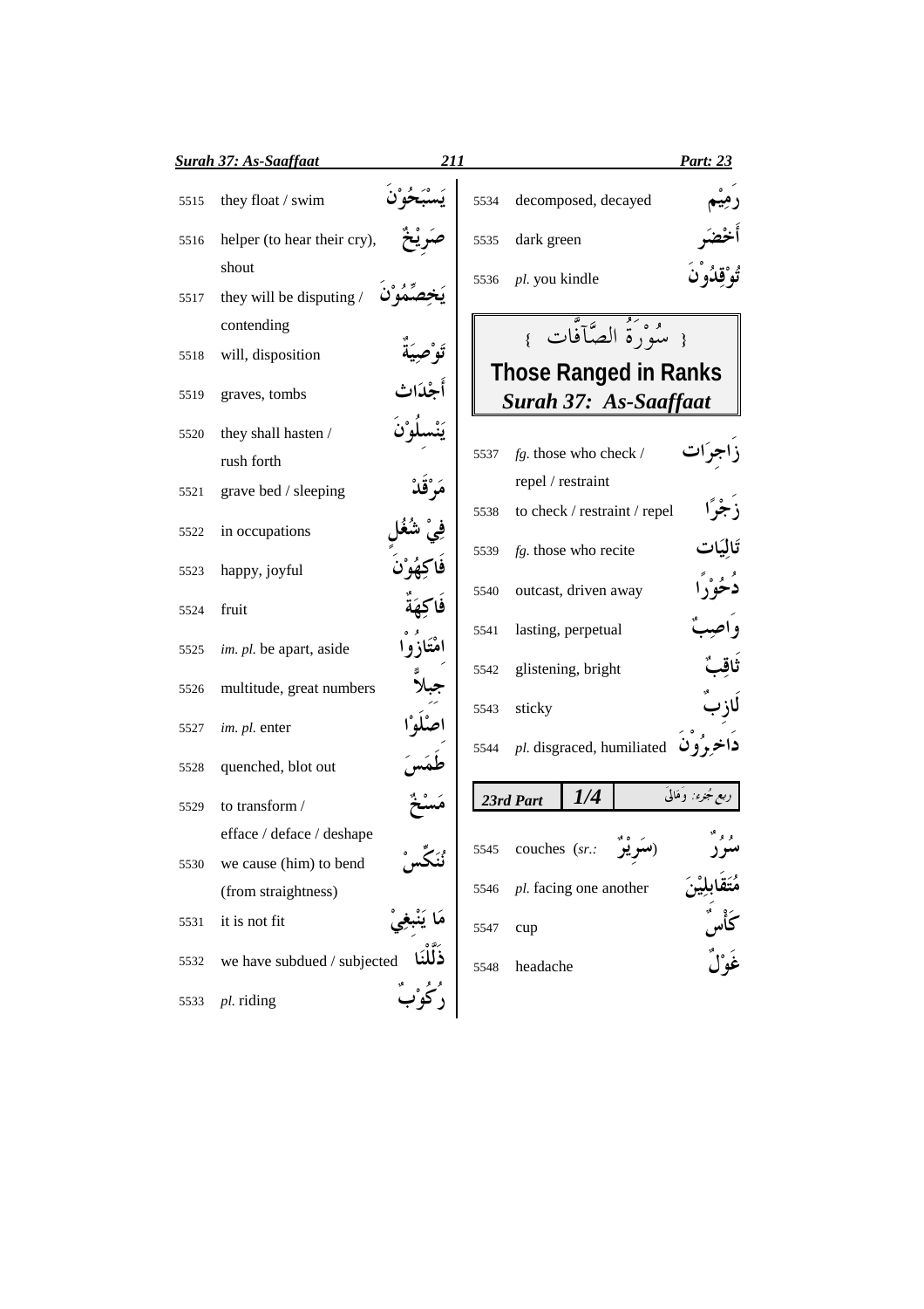| No. | Meaning | Arabic |
|---|---|---|
| 5515 | they float / swim | يَسْبَحُوْنَ |
| 5516 | helper (to hear their cry), shout | صَرِيْخٌ |
| 5517 | they will be disputing / contending | يَخِصِّمُوْنَ |
| 5518 | will, disposition | تَوْصِيَةٌ |
| 5519 | graves, tombs | أَجْدَاث |
| 5520 | they shall hasten / rush forth | يَنْسِلُوْنَ |
| 5521 | grave bed / sleeping | مَرْقَدْ |
| 5522 | in occupations | فِيْ شُغُلٍ |
| 5523 | happy, joyful | فَاكِهُوْنَ |
| 5524 | fruit | فَاكِهَةٌ |
| 5525 | *im. pl.* be apart, aside | امْتَازُوْا |
| 5526 | multitude, great numbers | جِبِلاًّ |
| 5527 | *im. pl.* enter | اصْلَوْا |
| 5528 | quenched, blot out | طَمَسَ |
| 5529 | to transform / efface / deface / deshape | مَسْخٌ |
| 5530 | we cause (him) to bend (from straightness) | نُنَكِّسْ |
| 5531 | it is not fit | مَا يَنْبَغِيْ |
| 5532 | we have subdued / subjected | ذَلَّلْنَا |
| 5533 | *pl.* riding | رُكُوْبٌ |
| 5534 | decomposed, decayed | رَمِيْم |
| 5535 | dark green | أَخْضَر |
| 5536 | *pl.* you kindle | تُوْقِدُوْنَ |

## سُوْرَةُ الصَّآفَّات
## Those Ranged in Ranks
## *Surah 37: As-Saaffaat*

| No. | Meaning | Arabic |
|---|---|---|
| 5537 | *fg.* those who check / repel / restraint | زَاجِرَات |
| 5538 | to check / restraint / repel | زَجْرًا |
| 5539 | *fg.* those who recite | تَالِيَات |
| 5540 | outcast, driven away | دُحُوْرًا |
| 5541 | lasting, perpetual | وَاصِبٌ |
| 5542 | glistening, bright | ثَاقِبٌ |
| 5543 | sticky | لَازِبٌ |
| 5544 | *pl.* disgraced, humiliated | دَاخِرُوْنَ |

**23rd Part 1/4** — ربع جزء: وَمَالِيَ

| No. | Meaning | Arabic |
|---|---|---|
| 5545 | couches (*sr.:* سَرِيْرٌ) | سُرُرٌ |
| 5546 | *pl.* facing one another | مُتَقَابِلِيْنَ |
| 5547 | cup | كَأْسٌ |
| 5548 | headache | غَوْلٌ |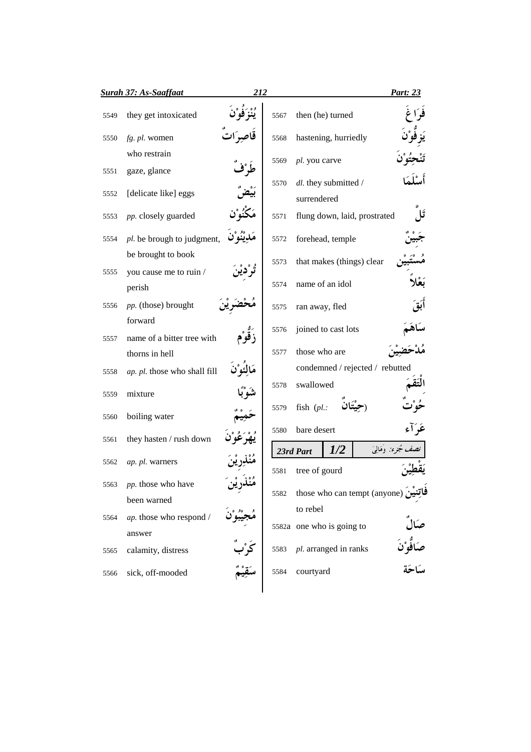| No. | Meaning | Word |
|---|---|---|
| 5549 | they get intoxicated | يُنْزَفُوْنَ |
| 5550 | *fg. pl.* women who restrain | قَاصِرَاتٌ |
| 5551 | gaze, glance | طَرْفٌ |
| 5552 | [delicate like] eggs | بَيْضٌ |
| 5553 | *pp.* closely guarded | مَكْنُوْن |
| 5554 | *pl.* be brough to judgment, be brought to book | مَدِيْنُوْنَ |
| 5555 | you cause me to ruin / perish | تُرْدِيْنَ |
| 5556 | *pp.* (those) brought forward | مُحْضَرِيْنَ |
| 5557 | name of a bitter tree with thorns in hell | زَقُّوْم |
| 5558 | *ap. pl.* those who shall fill | مَالِئُوْنَ |
| 5559 | mixture | شَوْبًا |
| 5560 | boiling water | حَمِيْمٌ |
| 5561 | they hasten / rush down | يُهْرَعُوْنَ |
| 5562 | *ap. pl.* warners | مُنْذِرِيْنَ |
| 5563 | *pp.* those who have been warned | مُنْذَرِيْنَ |
| 5564 | *ap.* those who respond / answer | مُجِيْبُوْنَ |
| 5565 | calamity, distress | كَرْبٌ |
| 5566 | sick, off-mooded | سَقِيْمٌ |
| 5567 | then (he) turned | فَرَاغَ |
| 5568 | hastening, hurriedly | يَزِفُّوْنَ |
| 5569 | *pl.* you carve | تَنْحِتُوْنَ |
| 5570 | *dl.* they submitted / surrendered | أَسْلَمَا |
| 5571 | flung down, laid, prostrated | تَلَّ |
| 5572 | forehead, temple | جَبِيْنٌ |
| 5573 | that makes (things) clear | مُسْتَبِيْن |
| 5574 | name of an idol | بَعْلاً |
| 5575 | ran away, fled | أَبَقَ |
| 5576 | joined to cast lots | سَاهَمَ |
| 5577 | those who are condemned / rejected / rebutted | مُدْحَضِيْنَ |
| 5578 | swallowed | الْتَقَمَ |
| 5579 | fish (*pl.:* حِيْتَانٌ) | حُوْتٌ |
| 5580 | bare desert | عَرَآء |

**23rd Part — 1/2 — نصف جُزء: وَمَالِىَ**

| No. | Meaning | Word |
|---|---|---|
| 5581 | tree of gourd | يَقْطِيْنَ |
| 5582 | those who can tempt (anyone) to rebel | فَاتِنِيْنَ |
| 5582a | one who is going to | صَالٌ |
| 5583 | *pl.* arranged in ranks | صَافُّوْنَ |
| 5584 | courtyard | سَاحَة |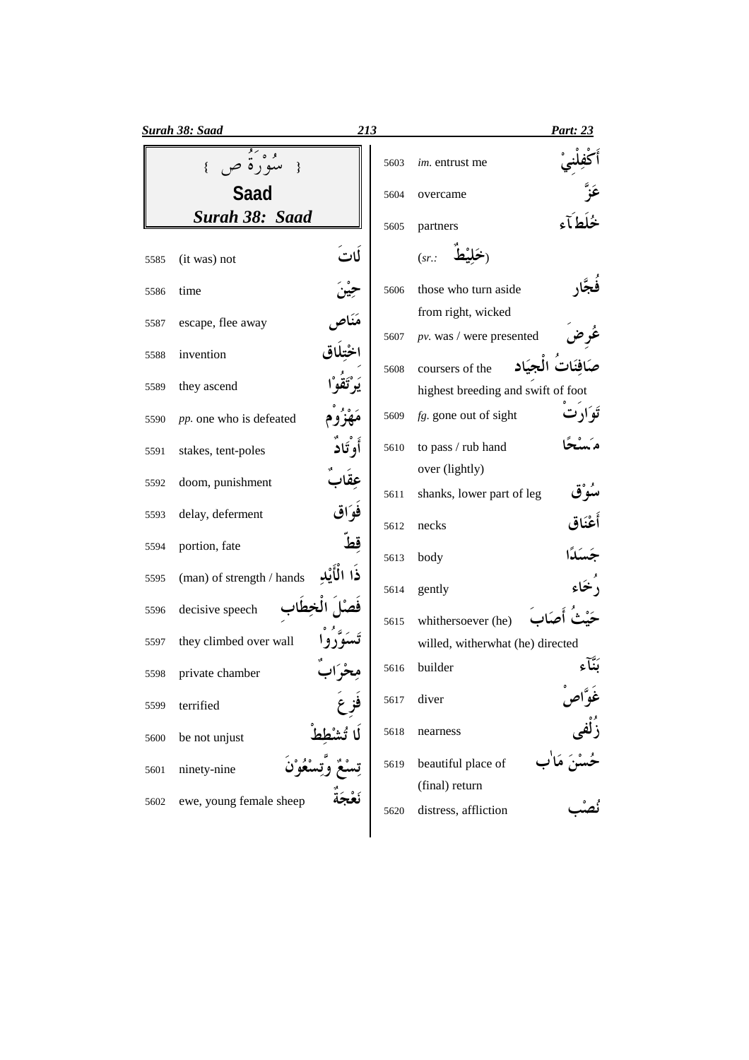# { سُوْرَةُ ص }

## Saad

### *Surah 38: Saad*

| No. | English | Arabic |
|---|---|---|
| 5585 | (it was) not | لَاتَ |
| 5586 | time | حِيْنَ |
| 5587 | escape, flee away | مَنَاص |
| 5588 | invention | اخْتِلَاق |
| 5589 | they ascend | يَرْتَقُوْا |
| 5590 | *pp.* one who is defeated | مَهْزُوْم |
| 5591 | stakes, tent-poles | أَوْتَادٌ |
| 5592 | doom, punishment | عِقَابٌ |
| 5593 | delay, deferment | فَوَاق |
| 5594 | portion, fate | قِطّ |
| 5595 | (man) of strength / hands | ذَا الْأَيْدِ |
| 5596 | decisive speech | فَصْلَ الْخِطَابِ |
| 5597 | they climbed over wall | تَسَوَّرُوْا |
| 5598 | private chamber | مِحْرَابٌ |
| 5599 | terrified | فَزِعَ |
| 5600 | be not unjust | لَا تُشْطِطْ |
| 5601 | ninety-nine | تِسْعٌ وَّتِسْعُوْنَ |
| 5602 | ewe, young female sheep | نَعْجَةٌ |
| 5603 | *im.* entrust me | أَكْفِلْنِيْ |
| 5604 | overcame | عَزَّ |
| 5605 | partners (*sr.:* خَلِيْطٌ) | خُلَطَآء |
| 5606 | those who turn aside from right, wicked | فُجَّار |
| 5607 | *pv.* was / were presented | عُرِضَ |
| 5608 | coursers of the highest breeding and swift of foot | صَافِنَاتُ الْجِيَاد |
| 5609 | *fg.* gone out of sight | تَوَارَتْ |
| 5610 | to pass / rub hand over (lightly) | مَسْحًا |
| 5611 | shanks, lower part of leg | سُوْق |
| 5612 | necks | أَعْنَاق |
| 5613 | body | جَسَدًا |
| 5614 | gently | رُخَاء |
| 5615 | whithersoever (he) willed, witherwhat (he) directed | حَيْثُ أَصَابَ |
| 5616 | builder | بَنَّآء |
| 5617 | diver | غَوَّاصْ |
| 5618 | nearness | زُلْفٰى |
| 5619 | beautiful place of (final) return | حُسْنَ مَاٰب |
| 5620 | distress, affliction | نُصْب |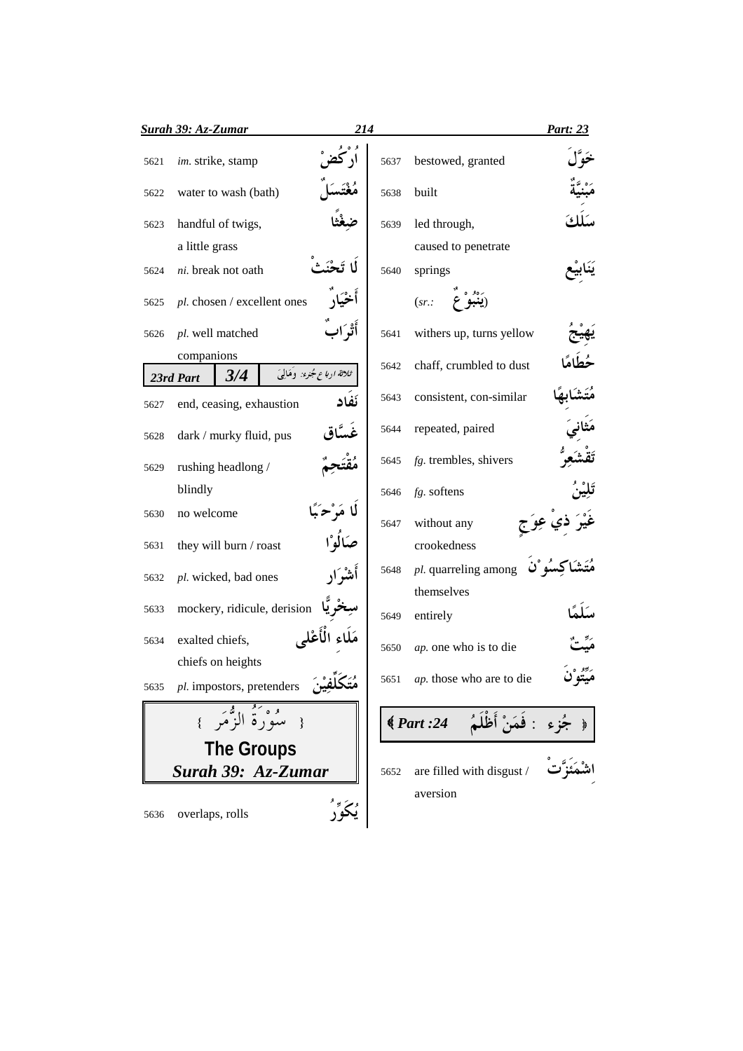| No. | Meaning | Arabic |
|---|---|---|
| 5621 | *im.* strike, stamp | اُرْكُضْ |
| 5622 | water to wash (bath) | مُغْتَسَلٌ |
| 5623 | handful of twigs, a little grass | ضِغْثًا |
| 5624 | *ni.* break not oath | لَا تَحْنَثْ |
| 5625 | *pl.* chosen / excellent ones | أَخْيَارٌ |
| 5626 | *pl.* well matched companions | أَتْرَابٌ |

**23rd Part** | **3/4** | ثلاثة ارباع جُزء: وَمَالِيَ

| No. | Meaning | Arabic |
|---|---|---|
| 5627 | end, ceasing, exhaustion | نَفَاد |
| 5628 | dark / murky fluid, pus | غَسَّاق |
| 5629 | rushing headlong / blindly | مُقْتَحِمٌ |
| 5630 | no welcome | لَا مَرْحَبًا |
| 5631 | they will burn / roast | صَالُوْا |
| 5632 | *pl.* wicked, bad ones | أَشْرَار |
| 5633 | mockery, ridicule, derision | سِخْرِيًّا |
| 5634 | exalted chiefs, chiefs on heights | مَلَاءِ الْأَعْلٰى |
| 5635 | *pl.* impostors, pretenders | مُتَكَلِّفِيْنَ |

## سُوْرَةُ الزُّمَر
## The Groups
## *Surah 39: Az-Zumar*

| No. | Meaning | Arabic |
|---|---|---|
| 5636 | overlaps, rolls | يُكَوِّرُ |
| 5637 | bestowed, granted | خَوَّلَ |
| 5638 | built | مَبْنِيَّةٌ |
| 5639 | led through, caused to penetrate | سَلَكَ |
| 5640 | springs (*sr.:* يَنْبُوْعٌ) | يَنَابِيْع |
| 5641 | withers up, turns yellow | يَهِيْجُ |
| 5642 | chaff, crumbled to dust | حُطَامًا |
| 5643 | consistent, con-similar | مُتَشَابِهًا |
| 5644 | repeated, paired | مَثَانِيَ |
| 5645 | *fg.* trembles, shivers | تَقْشَعِرُّ |
| 5646 | *fg.* softens | تَلِيْنُ |
| 5647 | without any crookedness | غَيْرَ ذِيْ عِوَجٍ |
| 5648 | *pl.* quarreling among themselves | مُتَشَاكِسُوْنَ |
| 5649 | entirely | سَلَمًا |
| 5650 | *ap.* one who is to die | مَيِّتٌ |
| 5651 | *ap.* those who are to die | مَيِّتُوْنَ |

## جُزء : فَمَنْ أَظْلَمُ *Part :24*

| No. | Meaning | Arabic |
|---|---|---|
| 5652 | are filled with disgust / aversion | اشْمَأَزَّتْ |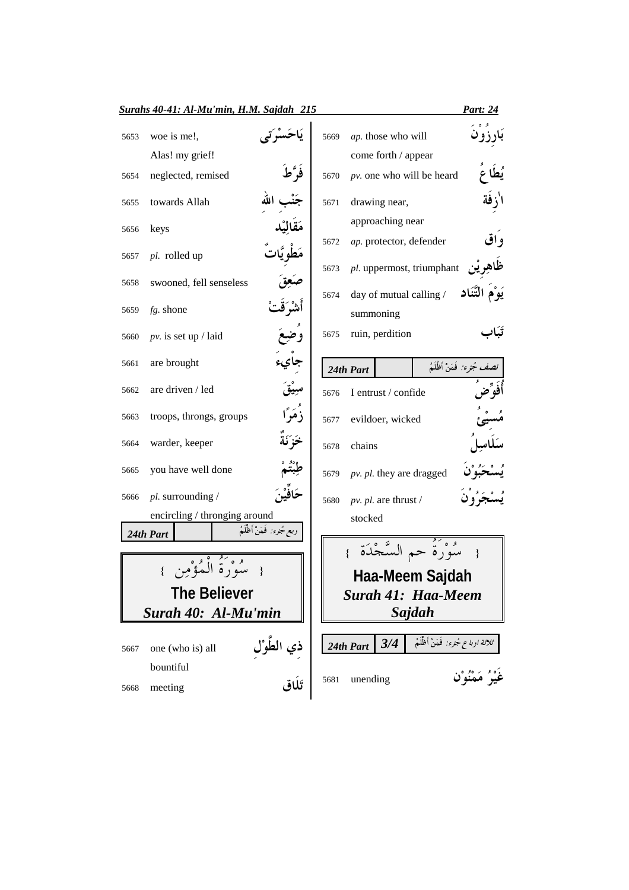| No. | English | Arabic |
|---|---|---|
| 5653 | woe is me!, Alas! my grief! | يَاحَسْرَتى |
| 5654 | neglected, remised | فَرَّطَ |
| 5655 | towards Allah | جَنْبِ اللهِ |
| 5656 | keys | مَقَالِيْد |
| 5657 | *pl.* rolled up | مَطْوِيَّاتٌ |
| 5658 | swooned, fell senseless | صَعِقَ |
| 5659 | *fg.* shone | أَشْرَقَتْ |
| 5660 | *pv.* is set up / laid | وُضِعَ |
| 5661 | are brought | جاْيءَ |
| 5662 | are driven / led | سِيْقَ |
| 5663 | troops, throngs, groups | زُمَرًا |
| 5664 | warder, keeper | خَزَنَةٌ |
| 5665 | you have well done | طِبْتُمْ |
| 5666 | *pl.* surrounding / encircling / thronging around | حَافِّيْنَ |

**24th Part** | ربع جُزء: فَمَنْ أَظْلَمُ

{ سُوْرَةُ الْمُؤْمِن }

## The Believer

## *Surah 40: Al-Mu'min*

| No. | English | Arabic |
|---|---|---|
| 5667 | one (who is) all bountiful | ذِي الطَّوْلِ |
| 5668 | meeting | تَلَاق |
| 5669 | *ap.* those who will come forth / appear | بَارِزُوْنَ |
| 5670 | *pv.* one who will be heard | يُطَاعُ |
| 5671 | drawing near, approaching near | اٰزِفَة |
| 5672 | *ap.* protector, defender | وَاق |
| 5673 | *pl.* uppermost, triumphant | ظَاهِرِيْن |
| 5674 | day of mutual calling / summoning | يَوْمَ التَّنَاد |
| 5675 | ruin, perdition | تَبَاب |

**24th Part** | نصف جُزء: فَمَنْ أَظْلَمُ

| No. | English | Arabic |
|---|---|---|
| 5676 | I entrust / confide | أُفَوِّضُ |
| 5677 | evildoer, wicked | مُسِيْئُ |
| 5678 | chains | سَلَاسِلُ |
| 5679 | *pv. pl.* they are dragged | يُسْحَبُوْنَ |
| 5680 | *pv. pl.* are thrust / stocked | يُسْجَرُوْنَ |

{ سُوْرَةُ حم السَّجْدَة }

## Haa-Meem Sajdah

## *Surah 41: Haa-Meem Sajdah*

**24th Part** | **3/4** | ثلاثة اربا ع جُزء: فَمَنْ أَظْلَمُ

| No. | English | Arabic |
|---|---|---|
| 5681 | unending | غَيْرُ مَمْنُوْن |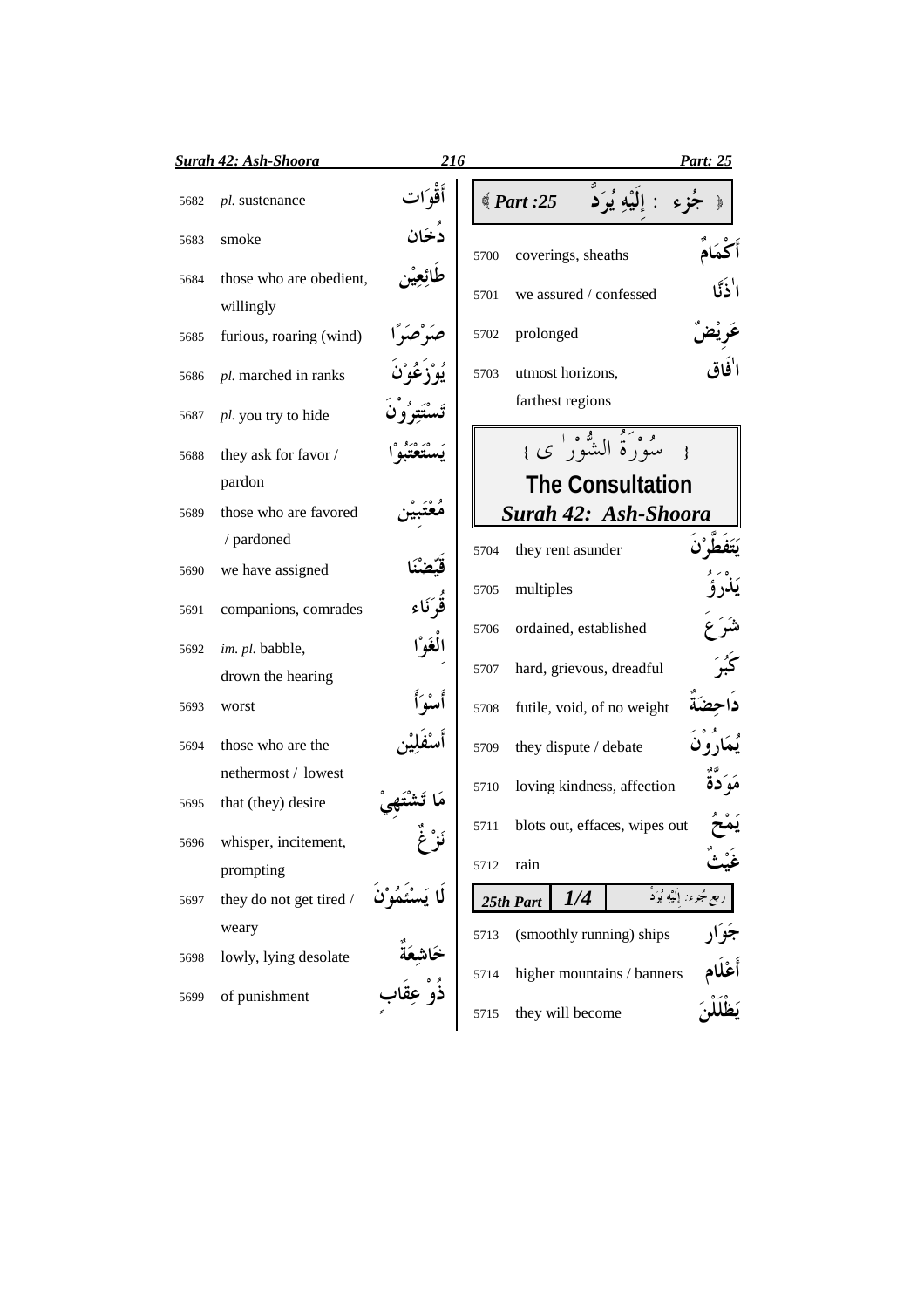| No. | Meaning | Word |
|---|---|---|
| 5682 | *pl.* sustenance | أَقْوَات |
| 5683 | smoke | دُخَان |
| 5684 | those who are obedient, willingly | طَائِعِيْن |
| 5685 | furious, roaring (wind) | صَرْصَرًا |
| 5686 | *pl.* marched in ranks | يُوْزَعُوْنَ |
| 5687 | *pl.* you try to hide | تَسْتَتِرُوْنَ |
| 5688 | they ask for favor / pardon | يَسْتَعْتِبُوْا |
| 5689 | those who are favored / pardoned | مُعْتَبِيْن |
| 5690 | we have assigned | قَيَّضْنَا |
| 5691 | companions, comrades | قُرَنَاء |
| 5692 | *im. pl.* babble, drown the hearing | الْغَوْا |
| 5693 | worst | أَسْوَأَ |
| 5694 | those who are the nethermost / lowest | أَسْفَلِيْن |
| 5695 | that (they) desire | مَا تَشْتَهِيْ |
| 5696 | whisper, incitement, prompting | نَزْغٌ |
| 5697 | they do not get tired / weary | لَا يَسْئَمُوْنَ |
| 5698 | lowly, lying desolate | خَاشِعَةٌ |
| 5699 | of punishment | ذُوْ عِقَابٍ |

**﴿ جُزء : إِلَيْهِ يُرَدُّ ﴾ Part :25**

| No. | Meaning | Word |
|---|---|---|
| 5700 | coverings, sheaths | أَكْمَامٌ |
| 5701 | we assured / confessed | اٰذَنَّا |
| 5702 | prolonged | عَرِيْضٌ |
| 5703 | utmost horizons, farthest regions | اٰفَاق |

## { سُوْرَةُ الشُّوْرٰی }
## The Consultation
## *Surah 42: Ash-Shoora*

| No. | Meaning | Word |
|---|---|---|
| 5704 | they rent asunder | يَتَفَطَّرْنَ |
| 5705 | multiples | يَذْرَؤُ |
| 5706 | ordained, established | شَرَعَ |
| 5707 | hard, grievous, dreadful | كَبُرَ |
| 5708 | futile, void, of no weight | دَاحِضَةٌ |
| 5709 | they dispute / debate | يُمَارُوْنَ |
| 5710 | loving kindness, affection | مَوَدَّةٌ |
| 5711 | blots out, effaces, wipes out | يَمْحُ |
| 5712 | rain | غَيْثٌ |

**25th Part 1/4** ربع جُزء: إِلَيْهِ يُرَدُّ

| No. | Meaning | Word |
|---|---|---|
| 5713 | (smoothly running) ships | جَوَار |
| 5714 | higher mountains / banners | أَعْلَام |
| 5715 | they will become | يَظْلَلْنَ |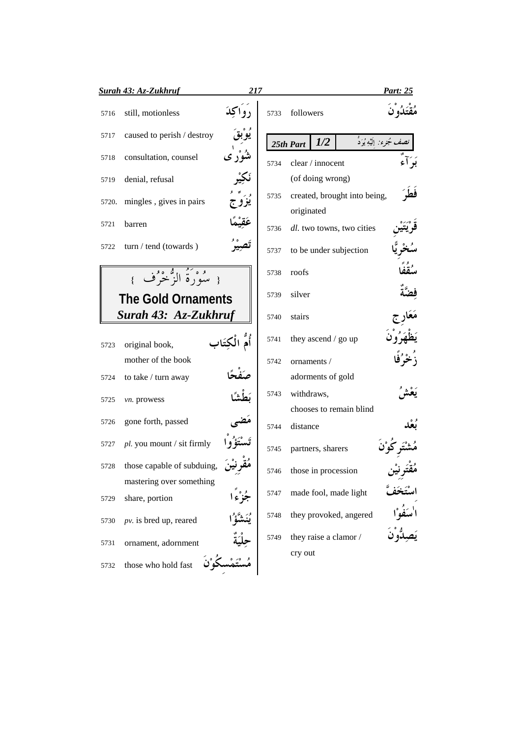| | | |
|---|---|---|
| 5716 | still, motionless | رَوَاكِدَ |
| 5717 | caused to perish / destroy | يُوْبِقَ |
| 5718 | consultation, counsel | شُوْرٰى |
| 5719 | denial, refusal | نَكِيْر |
| 5720. | mingles , gives in pairs | يُزَوِّجُ |
| 5721 | barren | عَقِيْمًا |
| 5722 | turn / tend (towards ) | تَصِيْرُ |

## { سُوْرَةُ الزُّخْرُف }
## The Gold Ornaments
## *Surah 43: Az-Zukhruf*

| | | |
|---|---|---|
| 5723 | original book, mother of the book | أُمُّ الْكِتَاب |
| 5724 | to take / turn away | صَفْحًا |
| 5725 | *vn.* prowess | بَطْشًا |
| 5726 | gone forth, passed | مَضٰى |
| 5727 | *pl.* you mount / sit firmly | تَسْتَؤُوْا |
| 5728 | those capable of subduing, mastering over something | مُقْرِنِيْنَ |
| 5729 | share, portion | جُزْءًا |
| 5730 | *pv.* is bred up, reared | يُنَشَّؤُا |
| 5731 | ornament, adornment | حِلْيَةٌ |
| 5732 | those who hold fast | مُسْتَمْسِكُوْنَ |
| 5733 | followers | مُقْتَدُوْنَ |

**25th Part** | **1/2** | نصف جُزء: اِلَيْهِ يُرَدُّ

| | | |
|---|---|---|
| 5734 | clear / innocent (of doing wrong) | بَرَآءٌ |
| 5735 | created, brought into being, originated | فَطَرَ |
| 5736 | *dl.* two towns, two cities | قَرْيَتَيْن |
| 5737 | to be under subjection | سُخْرِيًّا |
| 5738 | roofs | سُقُفًا |
| 5739 | silver | فِضَّةٌ |
| 5740 | stairs | مَعَارِج |
| 5741 | they ascend / go up | يَظْهَرُوْنَ |
| 5742 | ornaments / adorments of gold | زُخْرُفًا |
| 5743 | withdraws, chooses to remain blind | يَعْشُ |
| 5744 | distance | بُعْد |
| 5745 | partners, sharers | مُشْتَرِكُوْنَ |
| 5746 | those in procession | مُقْتَرِنِيْن |
| 5747 | made fool, made light | اسْتَخَفَّ |
| 5748 | they provoked, angered | اٰسَفُوْا |
| 5749 | they raise a clamor / cry out | يَصِدُّوْنَ |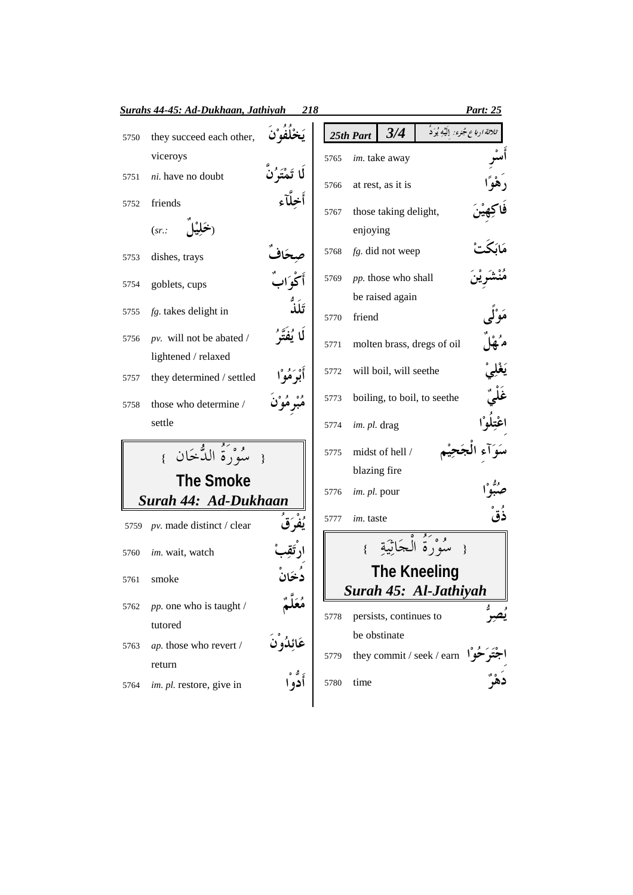| No. | English | Arabic |
|---|---|---|
| 5750 | they succeed each other, viceroys | يَخْلُفُوْنَ |
| 5751 | *ni.* have no doubt | لَا تَمْتَرُنَّ |
| 5752 | friends (*sr.:* خَلِيْلٌ) | أَخِلَّآء |
| 5753 | dishes, trays | صِحَافٌ |
| 5754 | goblets, cups | أَكْوَابٌ |
| 5755 | *fg.* takes delight in | تَلَذُّ |
| 5756 | *pv.* will not be abated / lightened / relaxed | لَا يُفَتَّرُ |
| 5757 | they determined / settled | أَبْرَمُوْا |
| 5758 | those who determine / settle | مُبْرِمُوْنَ |

## { سُوْرَةُ الدُّخَان }

## The Smoke

## *Surah 44: Ad-Dukhaan*

| No. | English | Arabic |
|---|---|---|
| 5759 | *pv.* made distinct / clear | يُفْرَقُ |
| 5760 | *im.* wait, watch | ارْتَقِبْ |
| 5761 | smoke | دُخَانٌ |
| 5762 | *pp.* one who is taught / tutored | مُعَلَّمٌ |
| 5763 | *ap.* those who revert / return | عَائِدُوْنَ |
| 5764 | *im. pl.* restore, give in | أَدُّوْا |

**25th Part** **3/4** ثلاثة ارباع جُزء: إِلَيْهِ يُرَدُّ

| No. | English | Arabic |
|---|---|---|
| 5765 | *im.* take away | أَسْرِ |
| 5766 | at rest, as it is | رَهْوًا |
| 5767 | those taking delight, enjoying | فَاكِهِيْنَ |
| 5768 | *fg.* did not weep | مَابَكَتْ |
| 5769 | *pp.* those who shall be raised again | مُنْشَرِيْنَ |
| 5770 | friend | مَوْلًى |
| 5771 | molten brass, dregs of oil | مُهْلٌ |
| 5772 | will boil, will seethe | يَغْلِيْ |
| 5773 | boiling, to boil, to seethe | غَلْيٌ |
| 5774 | *im. pl.* drag | اعْتِلُوْا |
| 5775 | midst of hell / blazing fire | سَوَآءِ الْجَحِيْمِ |
| 5776 | *im. pl.* pour | صُبُّوْا |
| 5777 | *im.* taste | ذُقْ |

## { سُوْرَةُ الْجَاثِيَةِ }

## The Kneeling

## *Surah 45: Al-Jathiyah*

| No. | English | Arabic |
|---|---|---|
| 5778 | persists, continues to be obstinate | يُصِرُّ |
| 5779 | they commit / seek / earn | اجْتَرَحُوْا |
| 5780 | time | دَهْرٌ |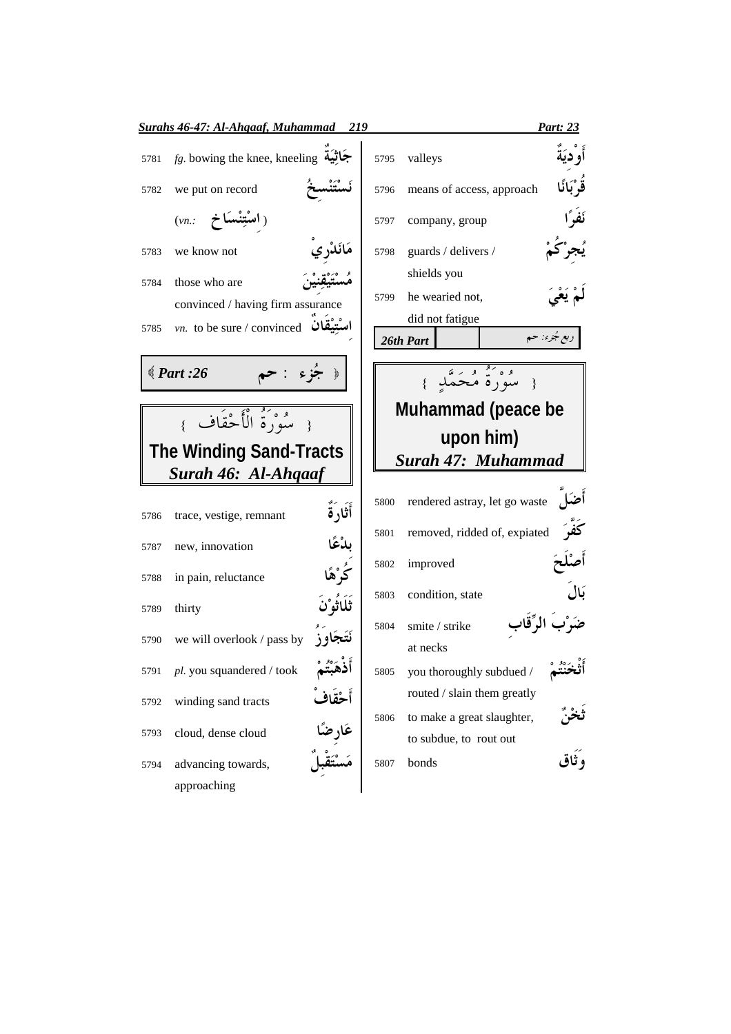| No. | Meaning | Arabic |
|---|---|---|
| 5781 | *fg.* bowing the knee, kneeling | جَاثِيَةٌ |
| 5782 | we put on record | نَسْتَنْسِخُ |
| | (*vn.*: اِسْتِنْسَاخ) | |
| 5783 | we know not | مَانَدْرِيْ |
| 5784 | those who are convinced / having firm assurance | مُسْتَيْقِنِيْنَ |
| 5785 | *vn.* to be sure / convinced | اِسْتِيْقَانٌ |

**« Part :26 — جُزء : حم »**

## { سُوْرَةُ الْأَحْقَاف }
## The Winding Sand-Tracts
### *Surah 46: Al-Ahqaaf*

| No. | Meaning | Arabic |
|---|---|---|
| 5786 | trace, vestige, remnant | أَثَارَةٌ |
| 5787 | new, innovation | بِدْعًا |
| 5788 | in pain, reluctance | كُرْهًا |
| 5789 | thirty | ثَلَاثُوْنَ |
| 5790 | we will overlook / pass by | نَتَجَاوَزُ |
| 5791 | *pl.* you squandered / took | أَذْهَبْتُمْ |
| 5792 | winding sand tracts | أَحْقَافْ |
| 5793 | cloud, dense cloud | عَارِضًا |
| 5794 | advancing towards, approaching | مُسْتَقْبِلٌ |
| 5795 | valleys | أَوْدِيَةٌ |
| 5796 | means of access, approach | قُرْبَانًا |
| 5797 | company, group | نَفَرًا |
| 5798 | guards / delivers / shields you | يُجِرْكُمْ |
| 5799 | he wearied not, did not fatigue | لَمْ يَعْيَ |

**26th Part** — ربع جُزء: حم

## { سُوْرَةُ مُحَمَّدٍ }
## Muhammad (peace be upon him)
### *Surah 47: Muhammad*

| No. | Meaning | Arabic |
|---|---|---|
| 5800 | rendered astray, let go waste | أَضَلَّ |
| 5801 | removed, ridded of, expiated | كَفَّرَ |
| 5802 | improved | أَصْلَحَ |
| 5803 | condition, state | بَالَ |
| 5804 | smite / strike at necks | ضَرْبَ الرِّقَابِ |
| 5805 | you thoroughly subdued / routed / slain them greatly | أَثْخَنْتُمْ |
| 5806 | to make a great slaughter, to subdue, to rout out | ثَخْنٌ |
| 5807 | bonds | وَثَاق |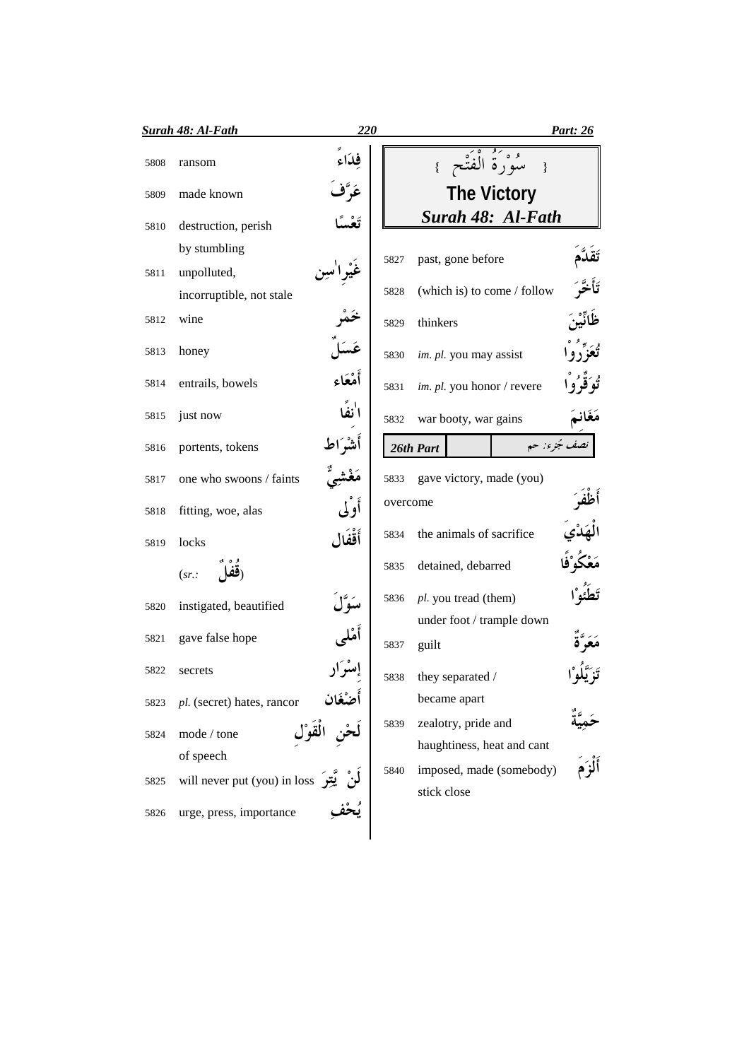| No. | English | Arabic |
|---|---|---|
| 5808 | ransom | فِدَاءً |
| 5809 | made known | عَرَّفَ |
| 5810 | destruction, perish by stumbling | تَعْسًا |
| 5811 | unpolluted, incorruptible, not stale | غَيْرِ اٰسِنٍ |
| 5812 | wine | خَمْرٌ |
| 5813 | honey | عَسَلٌ |
| 5814 | entrails, bowels | أَمْعَاء |
| 5815 | just now | اٰنِفًا |
| 5816 | portents, tokens | أَشْرَاط |
| 5817 | one who swoons / faints | مَغْشِيٌّ |
| 5818 | fitting, woe, alas | أَوْلٰى |
| 5819 | locks (*sr.:* قُفْلٌ) | أَقْفَال |
| 5820 | instigated, beautified | سَوَّلَ |
| 5821 | gave false hope | أَمْلٰى |
| 5822 | secrets | إِسْرَار |
| 5823 | *pl.* (secret) hates, rancor | أَضْغَان |
| 5824 | mode / tone of speech | لَحْنِ الْقَوْلِ |
| 5825 | will never put (you) in loss | لَنْ يَّتِرَ |
| 5826 | urge, press, importance | يُحْفِ |

## سُوْرَةُ الْفَتْحِ

## The Victory

### *Surah 48: Al-Fath*

| No. | English | Arabic |
|---|---|---|
| 5827 | past, gone before | تَقَدَّمَ |
| 5828 | (which is) to come / follow | تَأَخَّرَ |
| 5829 | thinkers | ظَانِّيْنَ |
| 5830 | *im. pl.* you may assist | تُعَزِّرُوْا |
| 5831 | *im. pl.* you honor / revere | تُوَقِّرُوْا |
| 5832 | war booty, war gains | مَغَانِمَ |

***26th Part*** — نصف جُزء: حم

| No. | English | Arabic |
|---|---|---|
| 5833 | gave victory, made (you) overcome | أَظْفَرَ |
| 5834 | the animals of sacrifice | الْهَدْيَ |
| 5835 | detained, debarred | مَعْكُوْفًا |
| 5836 | *pl.* you tread (them) under foot / trample down | تَطَئُوْا |
| 5837 | guilt | مَعَرَّةٌ |
| 5838 | they separated / became apart | تَزَيَّلُوْا |
| 5839 | zealotry, pride and haughtiness, heat and cant | حَمِيَّةٌ |
| 5840 | imposed, made (somebody) stick close | أَلْزَمَ |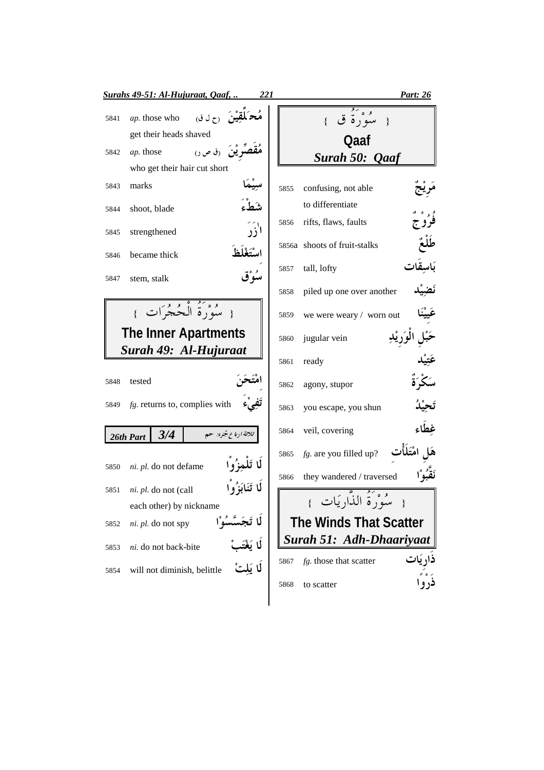5841 *ap.* those who get their heads shaved — مُحَلِّقِيْنَ (ح ل ق)

5842 *ap.* those who get their hair cut short — مُقَصِّرِيْنَ (ق ص ر)

5843 marks — سِيْمَا

5844 shoot, blade — شَطْءَ

5845 strengthened — اٰزَرَ

5846 became thick — اسْتَغْلَظَ

5847 stem, stalk — سُوْق

## { سُوْرَةُ الْحُجُرَات }

## The Inner Apartments

### *Surah 49: Al-Hujuraat*

5848 tested — امْتَحَنَ

5849 *fg.* returns to, complies with — تَفِيْءَ

**26th Part 3/4** — ثلاثة ارباع جزء: حم

5850 *ni. pl.* do not defame — لَا تَلْمِزُوْا

5851 *ni. pl.* do not (call each other) by nickname — لَا تَنَابَزُوْا

5852 *ni. pl.* do not spy — لَا تَجَسَّسُوْا

5853 *ni.* do not back-bite — لَا يَغْتَبْ

5854 will not diminish, belittle — لَا يَلِتْ

## { سُوْرَةُ ق }

## Qaaf

### *Surah 50: Qaaf*

5855 confusing, not able to differentiate — مَرِيْجٌ

5856 rifts, flaws, faults — فُرُوْجٌ

5856a shoots of fruit-stalks — طَلْعٌ

5857 tall, lofty — بَاسِقَات

5858 piled up one over another — نَضِيْد

5859 we were weary / worn out — عَيِيْنَا

5860 jugular vein — حَبْلِ الْوَرِيْدِ

5861 ready — عَتِيْد

5862 agony, stupor — سَكْرَةٌ

5863 you escape, you shun — تَحِيْدُ

5864 veil, covering — غِطَاء

5865 *fg.* are you filled up? — هَلِ امْتَلَأْتِ

5866 they wandered / traversed — نَقَّبُوْا

## { سُوْرَةُ الذَّارِيَات }

## The Winds That Scatter

### *Surah 51: Adh-Dhaariyaat*

5867 *fg.* those that scatter — ذَارِيَات

5868 to scatter — ذَرْوًا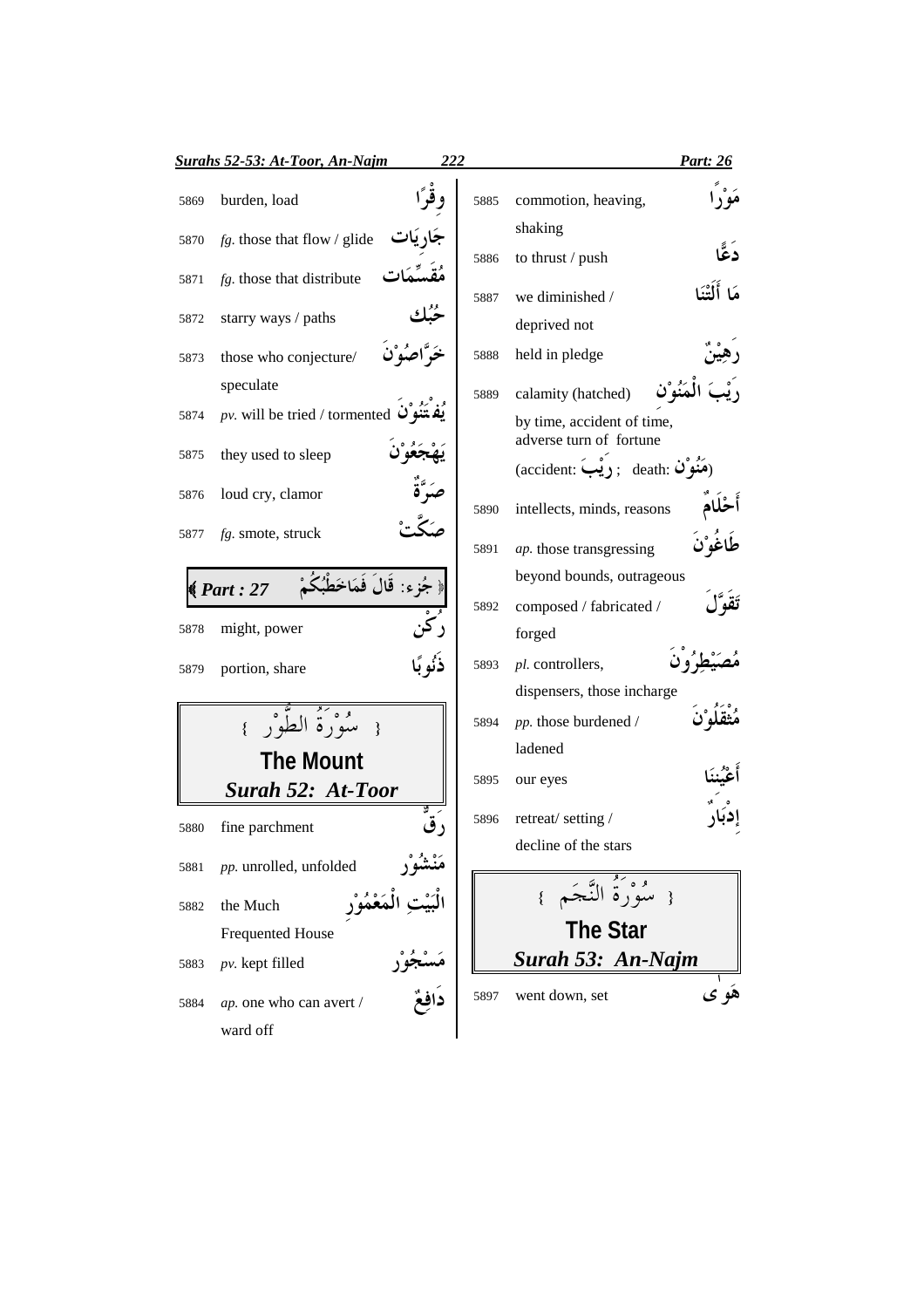| No. | Meaning | Arabic |
|---|---|---|
| 5869 | burden, load | وِقْرًا |
| 5870 | *fg.* those that flow / glide | جَارِيَات |
| 5871 | *fg.* those that distribute | مُقَسِّمَات |
| 5872 | starry ways / paths | حُبُك |
| 5873 | those who conjecture/ speculate | خَرَّاصُوْنَ |
| 5874 | *pv.* will be tried / tormented | يُفْتَنُوْنَ |
| 5875 | they used to sleep | يَهْجَعُوْنَ |
| 5876 | loud cry, clamor | صَرَّةٌ |
| 5877 | *fg.* smote, struck | صَكَّتْ |

**Part : 27** — جُزء: قَالَ فَمَاخَطْبُكُمْ

| No. | Meaning | Arabic |
|---|---|---|
| 5878 | might, power | رُكْن |
| 5879 | portion, share | ذَنُوبًا |

## سُوْرَةُ الطُّوْر
## The Mount
### *Surah 52: At-Toor*

| No. | Meaning | Arabic |
|---|---|---|
| 5880 | fine parchment | رَقٌّ |
| 5881 | *pp.* unrolled, unfolded | مَنْشُوْر |
| 5882 | the Much Frequented House | الْبَيْتِ الْمَعْمُوْر |
| 5883 | *pv.* kept filled | مَسْجُوْر |
| 5884 | *ap.* one who can avert / ward off | دَافِعٌ |
| 5885 | commotion, heaving, shaking | مَوْرًا |
| 5886 | to thrust / push | دَعًّا |
| 5887 | we diminished / deprived not | مَا أَلَتْنَا |
| 5888 | held in pledge | رَهِيْنٌ |
| 5889 | calamity (hatched) by time, accident of time, adverse turn of fortune (accident: رَيْبَ ; death: مَنُوْن) | رَيْبَ الْمَنُوْن |
| 5890 | intellects, minds, reasons | أَحْلَامٌ |
| 5891 | *ap.* those transgressing beyond bounds, outrageous | طَاغُوْنَ |
| 5892 | composed / fabricated / forged | تَقَوَّلَ |
| 5893 | *pl.* controllers, dispensers, those incharge | مُصَيْطِرُوْنَ |
| 5894 | *pp.* those burdened / ladened | مُثْقَلُوْنَ |
| 5895 | our eyes | أَعْيُنِنَا |
| 5896 | retreat/ setting / decline of the stars | إِدْبَارَ |

## سُوْرَةُ النَّجَم
## The Star
### *Surah 53: An-Najm*

| No. | Meaning | Arabic |
|---|---|---|
| 5897 | went down, set | هَوٰى |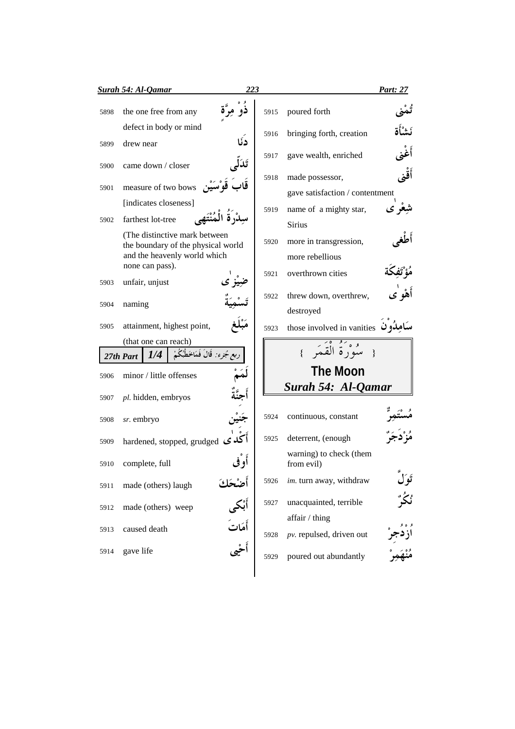| No. | Meaning | Arabic |
|---|---|---|
| 5898 | the one free from any defect in body or mind | ذُوْ مِرَّةٍ |
| 5899 | drew near | دَنَا |
| 5900 | came down / closer | تَدَلّٰى |
| 5901 | measure of two bows [indicates closeness] | قَابَ قَوْسَيْنِ |
| 5902 | farthest lot-tree (The distinctive mark between the boundary of the physical world and the heavenly world which none can pass). | سِدْرَةُ الْمُنْتَهٰى |
| 5903 | unfair, unjust | ضِيْزٰى |
| 5904 | naming | تَسْمِيَةٌ |
| 5905 | attainment, highest point, (that one can reach) | مَبْلَغ |

**27th Part 1/4** ربع جزء: قَالَ فَمَاخَطْبُكُمْ

| No. | Meaning | Arabic |
|---|---|---|
| 5906 | minor / little offenses | لَمَمْ |
| 5907 | *pl.* hidden, embryos | أَجِنَّةٌ |
| 5908 | *sr.* embryo | جَنِيْن |
| 5909 | hardened, stopped, grudged | أَكْدٰى |
| 5910 | complete, full | أَوْفٰى |
| 5911 | made (others) laugh | أَضْحَكَ |
| 5912 | made (others) weep | أَبْكٰى |
| 5913 | caused death | أَمَاتَ |
| 5914 | gave life | أَحْيٰى |
| 5915 | poured forth | تُمْنٰى |
| 5916 | bringing forth, creation | نَشْأَة |
| 5917 | gave wealth, enriched | أَغْنٰى |
| 5918 | made possessor, gave satisfaction / contentment | أَقْنٰى |
| 5919 | name of a mighty star, Sirius | شِعْرٰى |
| 5920 | more in transgression, more rebellious | أَطْغٰى |
| 5921 | overthrown cities | مُؤْتَفِكَة |
| 5922 | threw down, overthrew, destroyed | أَهْوٰى |
| 5923 | those involved in vanities | سَامِدُوْنَ |

## { سُوْرَةُ الْقَمَرِ }

## The Moon

## *Surah 54: Al-Qamar*

| No. | Meaning | Arabic |
|---|---|---|
| 5924 | continuous, constant | مُسْتَمِرٌّ |
| 5925 | deterrent, (enough warning) to check (them from evil) | مُزْدَجَرٌ |
| 5926 | *im.* turn away, withdraw | تَوَلَّ |
| 5927 | unacquainted, terrible affair / thing | نُكُرٌ |
| 5928 | *pv.* repulsed, driven out | اُزْدُجِرْ |
| 5929 | poured out abundantly | مُنْهَمِرْ |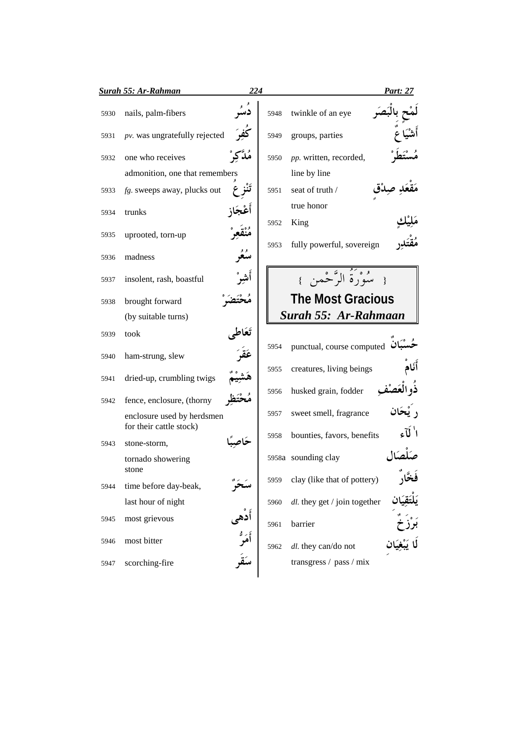| No. | Meaning | Arabic |
|---|---|---|
| 5930 | nails, palm-fibers | دُسُر |
| 5931 | *pv.* was ungratefully rejected | كُفِرَ |
| 5932 | one who receives admonition, one that remembers | مُدَّكِرْ |
| 5933 | *fg.* sweeps away, plucks out | تَنْزِعُ |
| 5934 | trunks | أَعْجَاز |
| 5935 | uprooted, torn-up | مُنْقَعِرْ |
| 5936 | madness | سُعُر |
| 5937 | insolent, rash, boastful | أَشِرْ |
| 5938 | brought forward (by suitable turns) | مُحْتَضَرْ |
| 5939 | took | تَعَاطى |
| 5940 | ham-strung, slew | عَقَرَ |
| 5941 | dried-up, crumbling twigs | هَشِيْمٌ |
| 5942 | fence, enclosure, (thorny enclosure used by herdsmen for their cattle stock) | مُحْتَظِر |
| 5943 | stone-storm, tornado showering stone | حَاصِبًا |
| 5944 | time before day-beak, last hour of night | سَحَرٌ |
| 5945 | most grievous | أَدْهى |
| 5946 | most bitter | أَمَرُّ |
| 5947 | scorching-fire | سَقَر |
| 5948 | twinkle of an eye | لَمْحٍ بِالْبَصَر |
| 5949 | groups, parties | أَشْيَاعٌ |
| 5950 | *pp.* written, recorded, line by line | مُسْتَطَرْ |
| 5951 | seat of truth / true honor | مَقْعَدِ صِدْقٍ |
| 5952 | King | مَلِيْكٍ |
| 5953 | fully powerful, sovereign | مُقْتَدِر |

## سُوْرَةُ الرَّحْمن

## The Most Gracious

## *Surah 55: Ar-Rahmaan*

| No. | Meaning | Arabic |
|---|---|---|
| 5954 | punctual, course computed | حُسْبَانٌ |
| 5955 | creatures, living beings | أَنَامْ |
| 5956 | husked grain, fodder | ذُوالْعَصْفِ |
| 5957 | sweet smell, fragrance | رَيْحَان |
| 5958 | bounties, favors, benefits | الآء |
| 5958a | sounding clay | صَلْصَال |
| 5959 | clay (like that of pottery) | فَخَّارٌ |
| 5960 | *dl.* they get / join together | يَلْتَقِيَان |
| 5961 | barrier | بَرْزَخٌ |
| 5962 | *dl.* they can/do not transgress / pass / mix | لَا يَبْغِيَان |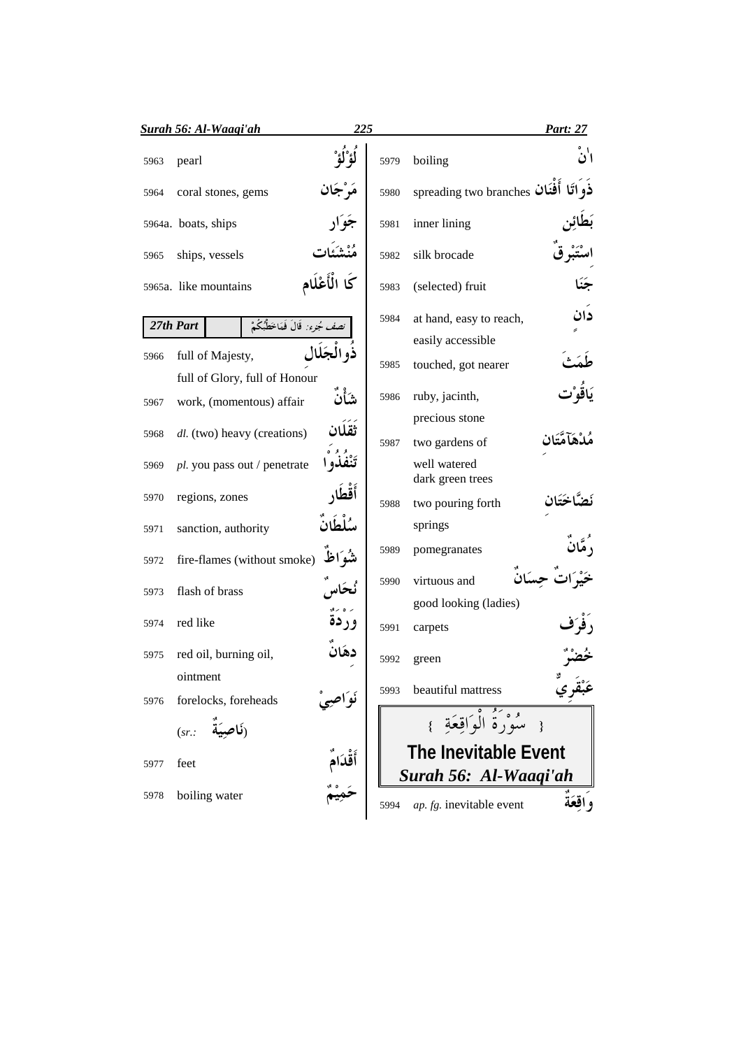| No. | Meaning | Arabic |
|---|---|---|
| 5963 | pearl | لُؤْلُؤْ |
| 5964 | coral stones, gems | مَرْجَان |
| 5964a. | boats, ships | جَوَار |
| 5965 | ships, vessels | مُنْشَئَات |
| 5965a. | like mountains | كَا الْأَعْلَام |

**27th Part** — نصف جُزء: قَالَ فَمَا خَطْبُكُمْ

| No. | Meaning | Arabic |
|---|---|---|
| 5966 | full of Majesty, full of Glory, full of Honour | ذُوالْجَلَال |
| 5967 | work, (momentous) affair | شَأْنٌ |
| 5968 | *dl.* (two) heavy (creations) | ثَقَلَان |
| 5969 | *pl.* you pass out / penetrate | تَنْفُذُوْا |
| 5970 | regions, zones | أَقْطَار |
| 5971 | sanction, authority | سُلْطَانٌ |
| 5972 | fire-flames (without smoke) | شُوَاظٌ |
| 5973 | flash of brass | نُحَاسٌ |
| 5974 | red like | وَرْدَةٌ |
| 5975 | red oil, burning oil, ointment | دِهَانٌ |
| 5976 | forelocks, foreheads (*sr.:* نَاصِيَةٌ) | نَوَاصِيْ |
| 5977 | feet | أَقْدَامٌ |
| 5978 | boiling water | حَمِيْمٌ |
| 5979 | boiling | اٰنْ |
| 5980 | spreading two branches | ذَوَاتَا أَفْنَان |
| 5981 | inner lining | بَطَائِن |
| 5982 | silk brocade | اِسْتَبْرَقٌ |
| 5983 | (selected) fruit | جَنَا |
| 5984 | at hand, easy to reach, easily accessible | دَانٍ |
| 5985 | touched, got nearer | طَمَثَ |
| 5986 | ruby, jacinth, precious stone | يَاقُوْت |
| 5987 | two gardens of well watered dark green trees | مُدْهَآمَّتَانِ |
| 5988 | two pouring forth springs | نَضَّاخَتَانِ |
| 5989 | pomegranates | رُمَّانٌ |
| 5990 | virtuous and good looking (ladies) | خَيْرَاتٌ حِسَانٌ |
| 5991 | carpets | رَفْرَف |
| 5992 | green | خُضْرٌ |
| 5993 | beautiful mattress | عَبْقَرِيٌّ |

## { سُوْرَةُ الْوَاقِعَةِ }

## The Inevitable Event

## *Surah 56: Al-Waaqi'ah*

| No. | Meaning | Arabic |
|---|---|---|
| 5994 | *ap. fg.* inevitable event | وَاقِعَةٌ |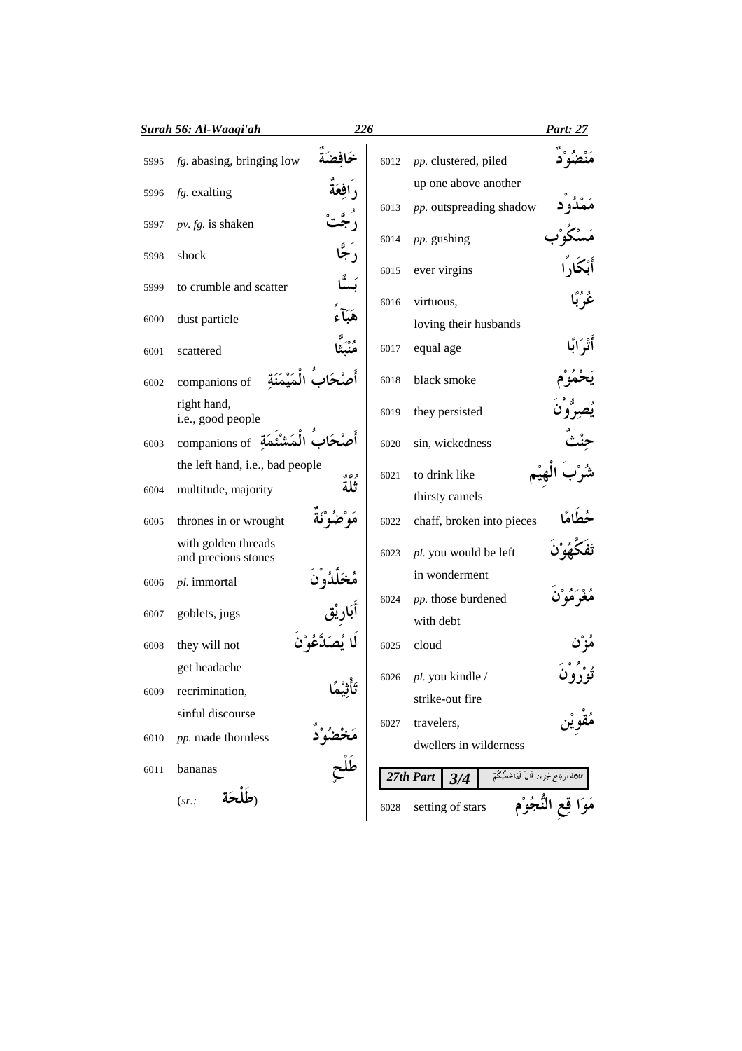| No. | Meaning | Arabic |
|---|---|---|
| 5995 | *fg.* abasing, bringing low | خَافِضَةٌ |
| 5996 | *fg.* exalting | رَافِعَةٌ |
| 5997 | *pv. fg.* is shaken | رُجَّتْ |
| 5998 | shock | رَجًّا |
| 5999 | to crumble and scatter | بَسًّا |
| 6000 | dust particle | هَبَآءً |
| 6001 | scattered | مُنْبَثًّا |
| 6002 | companions of right hand, i.e., good people | أَصْحَابُ الْمَيْمَنَةِ |
| 6003 | companions of the left hand, i.e., bad people | أَصْحَابُ الْمَشْئَمَةِ |
| 6004 | multitude, majority | ثُلَّةٌ |
| 6005 | thrones in or wrought with golden threads and precious stones | مَوْضُوْنَةٌ |
| 6006 | *pl.* immortal | مُخَلَّدُوْنَ |
| 6007 | goblets, jugs | أَبَارِيْق |
| 6008 | they will not get headache | لَا يُصَدَّعُوْنَ |
| 6009 | recrimination, sinful discourse | تَأْثِيْمًا |
| 6010 | *pp.* made thornless | مَخْضُوْدٌ |
| 6011 | bananas (*sr.:* طَلْحَة) | طَلْحٍ |
| 6012 | *pp.* clustered, piled up one above another | مَنْضُوْدٌ |
| 6013 | *pp.* outspreading shadow | مَمْدُوْد |
| 6014 | *pp.* gushing | مَسْكُوْب |
| 6015 | ever virgins | أَبْكَارًا |
| 6016 | virtuous, loving their husbands | عُرُبًا |
| 6017 | equal age | أَتْرَابًا |
| 6018 | black smoke | يَحْمُوْم |
| 6019 | they persisted | يُصِرُّوْنَ |
| 6020 | sin, wickedness | حِنْثٌ |
| 6021 | to drink like thirsty camels | شُرْبَ الْهِيْم |
| 6022 | chaff, broken into pieces | حُطَامًا |
| 6023 | *pl.* you would be left in wonderment | تَفَكَّهُوْنَ |
| 6024 | *pp.* those burdened with debt | مُغْرَمُوْنَ |
| 6025 | cloud | مُزْن |
| 6026 | *pl.* you kindle / strike-out fire | تُوْرُوْنَ |
| 6027 | travelers, dwellers in wilderness | مُقْوِيْن |

**27th Part 3/4** — ثلاثة ارباع جزء: قَالَ فَمَا خَطْبُكُمْ

| No. | Meaning | Arabic |
|---|---|---|
| 6028 | setting of stars | مَوَاقِعِ النُّجُوْم |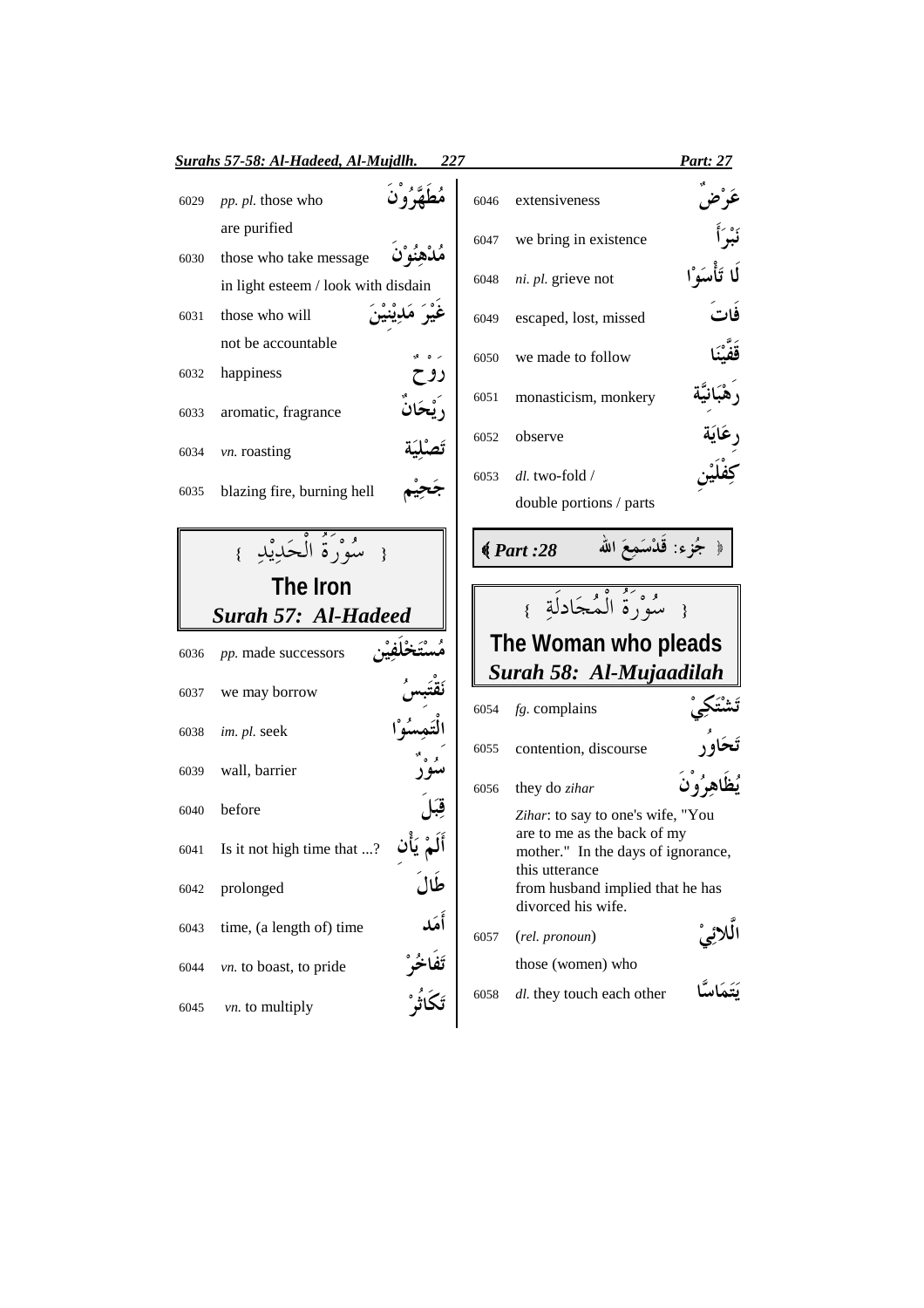| No. | Meaning | Arabic |
|---|---|---|
| 6029 | *pp. pl.* those who are purified | مُطَهَّرُوْنَ |
| 6030 | those who take message in light esteem / look with disdain | مُدْهِنُوْنَ |
| 6031 | those who will not be accountable | غَيْرَ مَدِيْنِيْنَ |
| 6032 | happiness | رَوْحٌ |
| 6033 | aromatic, fragrance | رَيْحَانٌ |
| 6034 | *vn.* roasting | تَصْلِيَة |
| 6035 | blazing fire, burning hell | جَحِيْم |

## سُوْرَةُ الْحَدِيْدِ
## The Iron
## *Surah 57: Al-Hadeed*

| No. | Meaning | Arabic |
|---|---|---|
| 6036 | *pp.* made successors | مُسْتَخْلَفِيْن |
| 6037 | we may borrow | نَقْتَبِسُ |
| 6038 | *im. pl.* seek | الْتَمِسُوْا |
| 6039 | wall, barrier | سُوْرٌ |
| 6040 | before | قِبَلَ |
| 6041 | Is it not high time that ...? | أَلَمْ يَأْنِ |
| 6042 | prolonged | طَالَ |
| 6043 | time, (a length of) time | أَمَد |
| 6044 | *vn.* to boast, to pride | تَفَاخُرْ |
| 6045 | *vn.* to multiply | تَكَاثُرْ |
| 6046 | extensiveness | عَرْضٌ |
| 6047 | we bring in existence | نَبْرَأَ |
| 6048 | *ni. pl.* grieve not | لَا تَأْسَوْا |
| 6049 | escaped, lost, missed | فَاتَ |
| 6050 | we made to follow | قَفَّيْنَا |
| 6051 | monasticism, monkery | رَهْبَانِيَّة |
| 6052 | observe | رِعَايَة |
| 6053 | *dl.* two-fold / double portions / parts | كِفْلَيْنِ |

**جُزْء: قَدْسَمِعَ الله — Part :28**

## سُوْرَةُ الْمُجَادلَةِ
## The Woman who pleads
## *Surah 58: Al-Mujaadilah*

| No. | Meaning | Arabic |
|---|---|---|
| 6054 | *fg.* complains | تَشْتَكِيْ |
| 6055 | contention, discourse | تَحَاوُر |
| 6056 | they do *zihar*<br>*Zihar*: to say to one's wife, "You are to me as the back of my mother." In the days of ignorance, this utterance from husband implied that he has divorced his wife. | يُظَاهِرُوْنَ |
| 6057 | (*rel. pronoun*) those (women) who | الَّلائِيْ |
| 6058 | *dl.* they touch each other | يَتَمَاسَّا |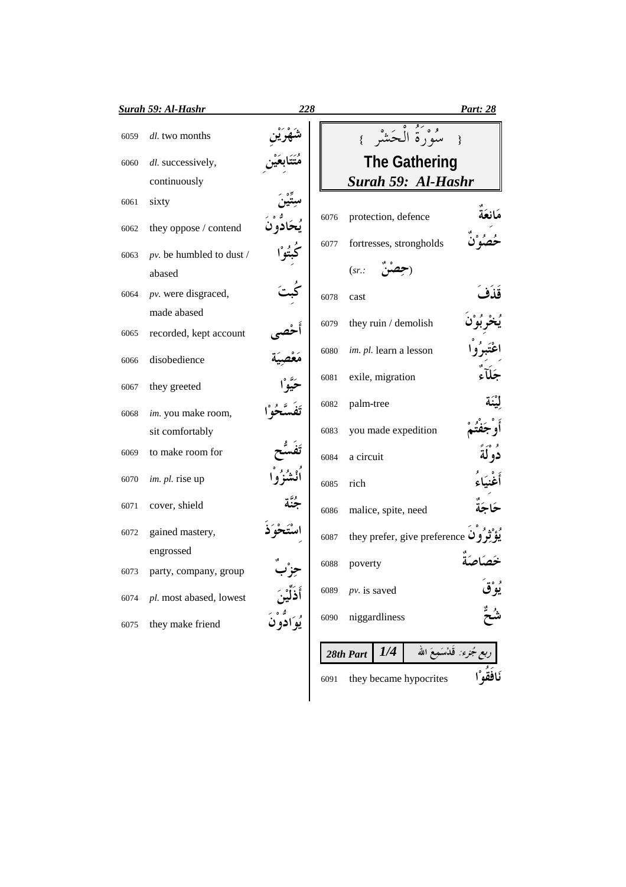| | | |
|---|---|---|
| 6059 | *dl.* two months | شَهْرَيْنِ |
| 6060 | *dl.* successively, continuously | مُتَتَابِعَيْنِ |
| 6061 | sixty | سِتِّيْنَ |
| 6062 | they oppose / contend | يُحَادُّوْنَ |
| 6063 | *pv.* be humbled to dust / abased | كُبِتُوْا |
| 6064 | *pv.* were disgraced, made abased | كُبِتَ |
| 6065 | recorded, kept account | أَحْصٰى |
| 6066 | disobedience | مَعْصِيَة |
| 6067 | they greeted | حَيَّوْا |
| 6068 | *im.* you make room, sit comfortably | تَفَسَّحُوْا |
| 6069 | to make room for | تَفَسُّح |
| 6070 | *im. pl.* rise up | اُنْشُزُوْا |
| 6071 | cover, shield | جُنَّة |
| 6072 | gained mastery, engrossed | اسْتَحْوَذَ |
| 6073 | party, company, group | حِزْبٌ |
| 6074 | *pl.* most abased, lowest | أَذَلِّيْنَ |
| 6075 | they make friend | يُوَادُّوْنَ |

## سُوْرَةُ الْحَشْرِ
## The Gathering
## *Surah 59: Al-Hashr*

| | | |
|---|---|---|
| 6076 | protection, defence | مَانِعَةٌ |
| 6077 | fortresses, strongholds (*sr.:* حِصْنٌ) | حُصُوْنٌ |
| 6078 | cast | قَذَفَ |
| 6079 | they ruin / demolish | يُخْرِبُوْنَ |
| 6080 | *im. pl.* learn a lesson | اعْتَبِرُوْا |
| 6081 | exile, migration | جَلَآءٌ |
| 6082 | palm-tree | لِيْنَة |
| 6083 | you made expedition | أَوْجَفْتُمْ |
| 6084 | a circuit | دُوْلَةً |
| 6085 | rich | أَغْنِيَاءُ |
| 6086 | malice, spite, need | حَاجَةٌ |
| 6087 | they prefer, give preference | يُؤْثِرُوْنَ |
| 6088 | poverty | خَصَاصَةٌ |
| 6089 | *pv.* is saved | يُوْقَ |
| 6090 | niggardliness | شُحٌّ |

**28th Part 1/4** ربع جُزء: قَدْسَمِعَ الله

| | | |
|---|---|---|
| 6091 | they became hypocrites | نَافَقُوْا |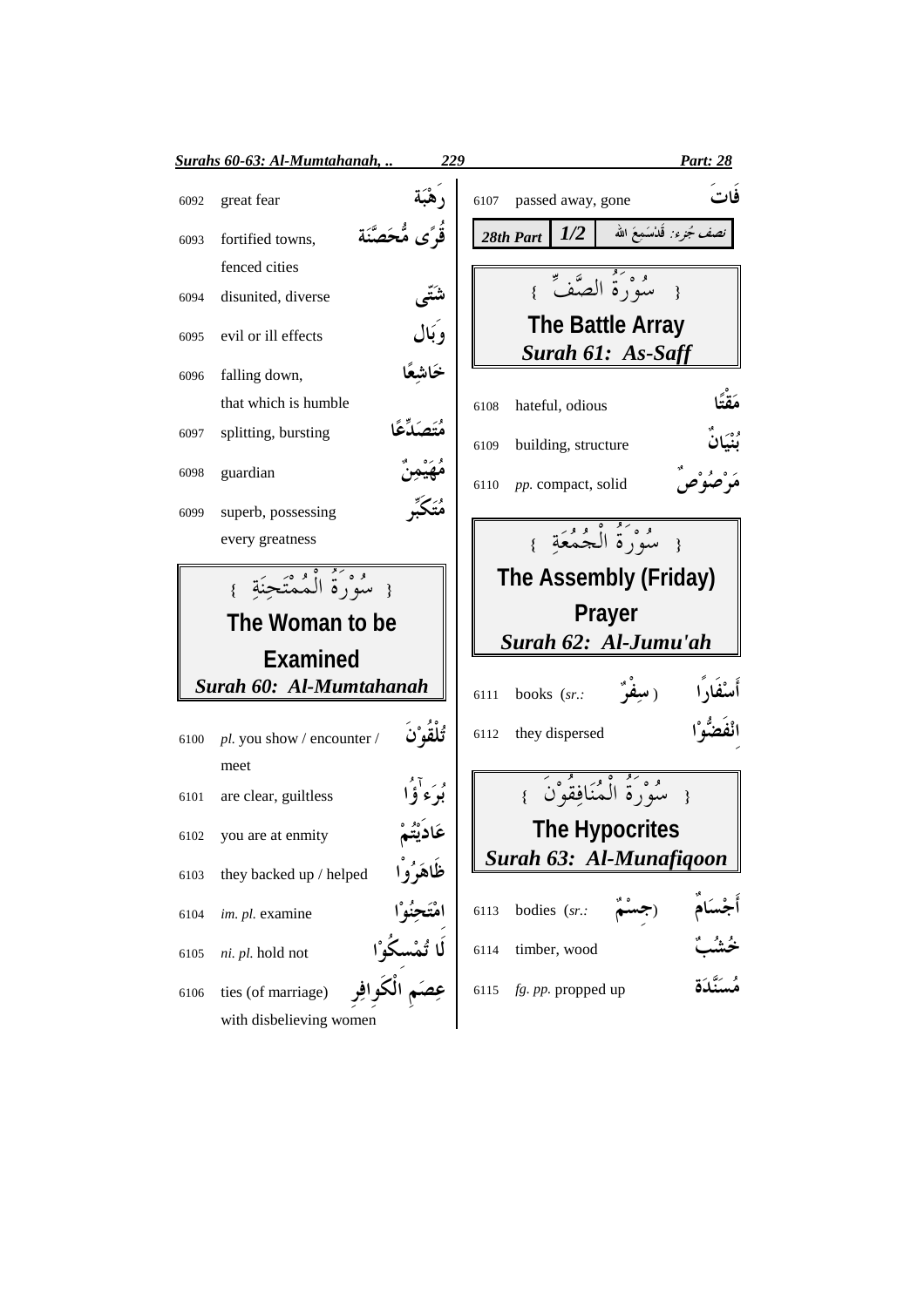| | | |
|---|---|---|
| 6092 | great fear | رَهْبَة |
| 6093 | fortified towns, fenced cities | قُرًى مُّحَصَّنَة |
| 6094 | disunited, diverse | شَتّٰى |
| 6095 | evil or ill effects | وَبَال |
| 6096 | falling down, that which is humble | خَاشِعًا |
| 6097 | splitting, bursting | مُتَصَدِّعًا |
| 6098 | guardian | مُهَيْمِنٌ |
| 6099 | superb, possessing every greatness | مُتَكَبِّر |

## { سُوْرَةُ الْمُمْتَحِنَةِ }
## The Woman to be Examined
### *Surah 60: Al-Mumtahanah*

| | | |
|---|---|---|
| 6100 | *pl.* you show / encounter / meet | تُلْقُوْنَ |
| 6101 | are clear, guiltless | بُرَءٰۤؤُا |
| 6102 | you are at enmity | عَادَيْتُمْ |
| 6103 | they backed up / helped | ظَاهَرُوْا |
| 6104 | *im. pl.* examine | امْتَحِنُوْا |
| 6105 | *ni. pl.* hold not | لَا تُمْسِكُوْا |
| 6106 | ties (of marriage) with disbelieving women | عِصَمِ الْكَوَافِرِ |
| 6107 | passed away, gone | فَاتَ |

**28th Part** | **1/2** | نصف جُزء: قَدْسَمِعَ الله

## { سُوْرَةُ الصَّفِّ }
## The Battle Array
### *Surah 61: As-Saff*

| | | |
|---|---|---|
| 6108 | hateful, odious | مَقْتًا |
| 6109 | building, structure | بُنْيَانٌ |
| 6110 | *pp.* compact, solid | مَرْصُوْصٌ |

## { سُوْرَةُ الْجُمُعَةِ }
## The Assembly (Friday) Prayer
### *Surah 62: Al-Jumu'ah*

| | | |
|---|---|---|
| 6111 | books (*sr.:* سِفْرٌ) | أَسْفَارًا |
| 6112 | they dispersed | انْفَضُّوْا |

## { سُوْرَةُ الْمُنَافِقُوْنَ }
## The Hypocrites
### *Surah 63: Al-Munafiqoon*

| | | |
|---|---|---|
| 6113 | bodies (*sr.:* جِسْمٌ) | أَجْسَامٌ |
| 6114 | timber, wood | خُشُبٌ |
| 6115 | *fg. pp.* propped up | مُسَنَّدَةٌ |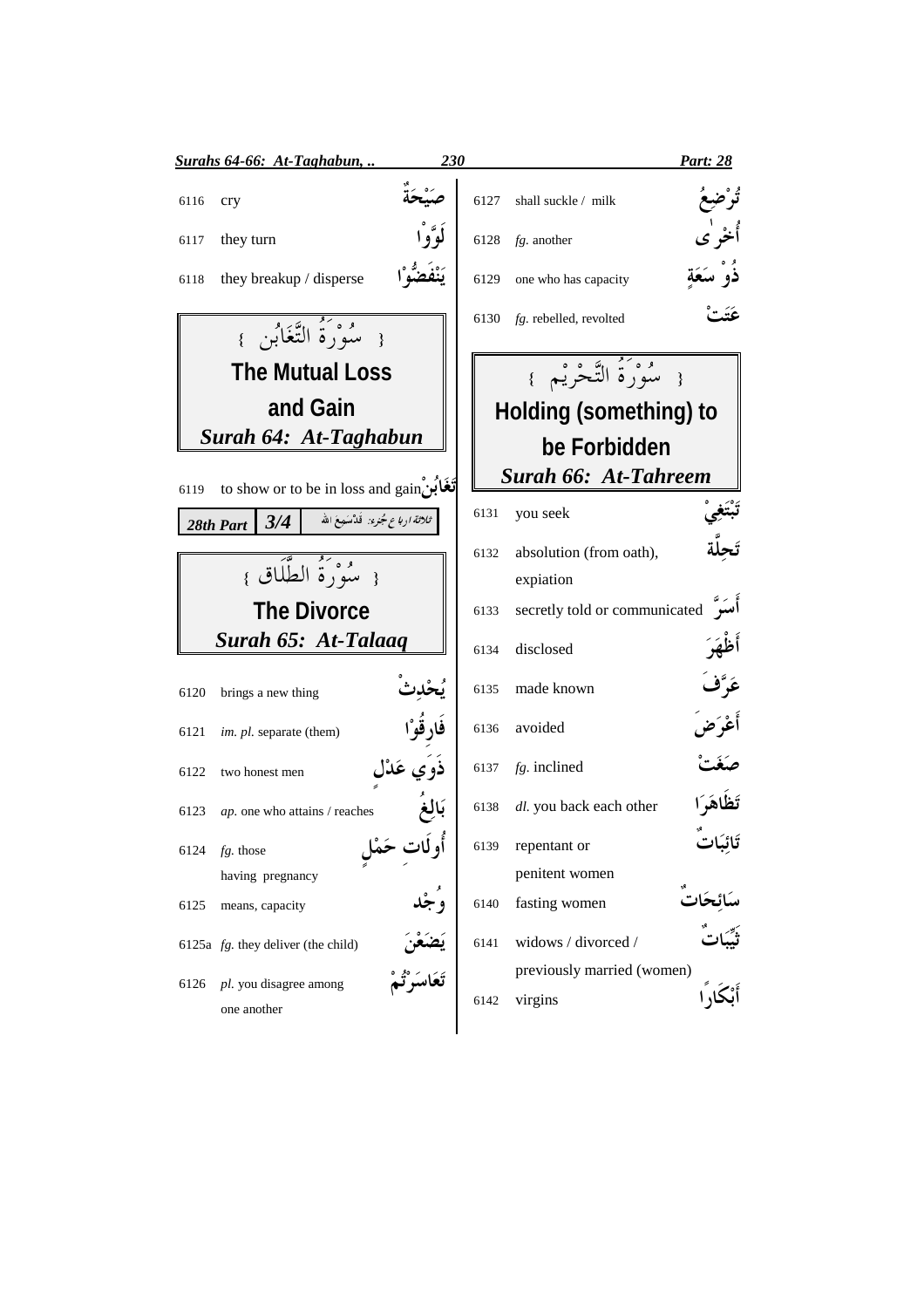| No. | English | Arabic |
|---|---|---|
| 6116 | cry | صَيْحَةٌ |
| 6117 | they turn | لَوَّوْا |
| 6118 | they breakup / disperse | يَنْفَضُّوْا |

## { سُوْرَةُ التَّغَابُن }
## The Mutual Loss and Gain
## *Surah 64: At-Taghabun*

| No. | English | Arabic |
|---|---|---|
| 6119 | to show or to be in loss and gain | تَغَابُنْ |

**28th Part** | **3/4** | ثلاثة ارباع جُزء: قَدْسَمِعَ الله

## { سُوْرَةُ الطَّلَاق }
## The Divorce
## *Surah 65: At-Talaaq*

| No. | English | Arabic |
|---|---|---|
| 6120 | brings a new thing | يُحْدِثْ |
| 6121 | *im. pl.* separate (them) | فَارِقُوْا |
| 6122 | two honest men | ذَوَي عَدْلٍ |
| 6123 | *ap.* one who attains / reaches | بَالِغُ |
| 6124 | *fg.* those having pregnancy | أُولَاتِ حَمْلٍ |
| 6125 | means, capacity | وُجْد |
| 6125a | *fg.* they deliver (the child) | يَضَعْنَ |
| 6126 | *pl.* you disagree among one another | تَعَاسَرْتُمْ |
| 6127 | shall suckle / milk | تُرْضِعُ |
| 6128 | *fg.* another | أُخْرٰى |
| 6129 | one who has capacity | ذُوْ سَعَةٍ |
| 6130 | *fg.* rebelled, revolted | عَتَتْ |

## { سُوْرَةُ التَّحْرِيْم }
## Holding (something) to be Forbidden
## *Surah 66: At-Tahreem*

| No. | English | Arabic |
|---|---|---|
| 6131 | you seek | تَبْتَغِيْ |
| 6132 | absolution (from oath), expiation | تَحِلَّةَ |
| 6133 | secretly told or communicated | أَسَرَّ |
| 6134 | disclosed | أَظْهَرَ |
| 6135 | made known | عَرَّفَ |
| 6136 | avoided | أَعْرَضَ |
| 6137 | *fg.* inclined | صَغَتْ |
| 6138 | *dl.* you back each other | تَظَاهَرَا |
| 6139 | repentant or penitent women | تَائِبَاتٌ |
| 6140 | fasting women | سَائِحَاتٌ |
| 6141 | widows / divorced / previously married (women) | ثَيِّبَاتٌ |
| 6142 | virgins | أَبْكَارًا |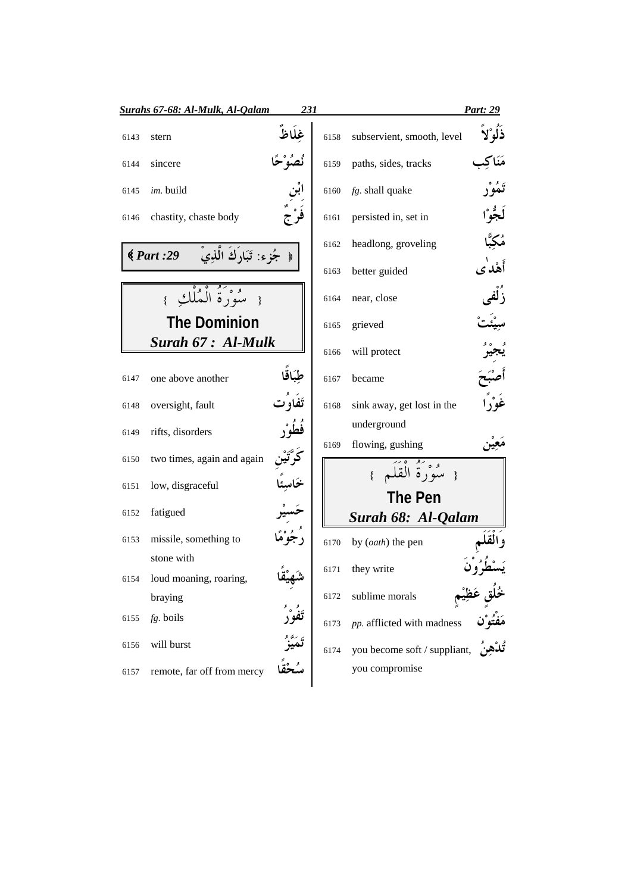| | | |
|---|---|---|
| 6143 | stern | غِلَاظٌ |
| 6144 | sincere | نُصُوْحًا |
| 6145 | *im.* build | ابْنِ |
| 6146 | chastity, chaste body | فَرْجٌ |

**﴾ جُزء: تَبَارَكَ الَّذِيْ *Part :29* ﴿**

## ﴾ سُوْرَةُ الْمُلْكِ ﴿
## The Dominion
## *Surah 67 : Al-Mulk*

| | | |
|---|---|---|
| 6147 | one above another | طِبَاقًا |
| 6148 | oversight, fault | تَفَاوُت |
| 6149 | rifts, disorders | فُطُوْر |
| 6150 | two times, again and again | كَرَّتَيْنِ |
| 6151 | low, disgraceful | خَاسِئًا |
| 6152 | fatigued | حَسِيْر |
| 6153 | missile, something to stone with | رُجُوْمًا |
| 6154 | loud moaning, roaring, braying | شَهِيْقًا |
| 6155 | *fg.* boils | تَفُوْرُ |
| 6156 | will burst | تَمَيَّزُ |
| 6157 | remote, far off from mercy | سُحْقًا |
| 6158 | subservient, smooth, level | ذَلُوْلاً |
| 6159 | paths, sides, tracks | مَنَاكِب |
| 6160 | *fg.* shall quake | تَمُوْر |
| 6161 | persisted in, set in | لَجُّوْا |
| 6162 | headlong, groveling | مُكِبًّا |
| 6163 | better guided | أَهْدٰى |
| 6164 | near, close | زُلْفى |
| 6165 | grieved | سِيْئَتْ |
| 6166 | will protect | يُجِيْرُ |
| 6167 | became | أَصْبَحَ |
| 6168 | sink away, get lost in the underground | غَوْرًا |
| 6169 | flowing, gushing | مَعِيْن |

## ﴾ سُوْرَةُ الْقَلَم ﴿
## The Pen
## *Surah 68: Al-Qalam*

| | | |
|---|---|---|
| 6170 | by (*oath*) the pen | وَالْقَلَمِ |
| 6171 | they write | يَسْطُرُوْنَ |
| 6172 | sublime morals | خُلُقٍ عَظِيْمٍ |
| 6173 | *pp.* afflicted with madness | مَفْتُوْن |
| 6174 | you become soft / suppliant, you compromise | تُدْهِنُ |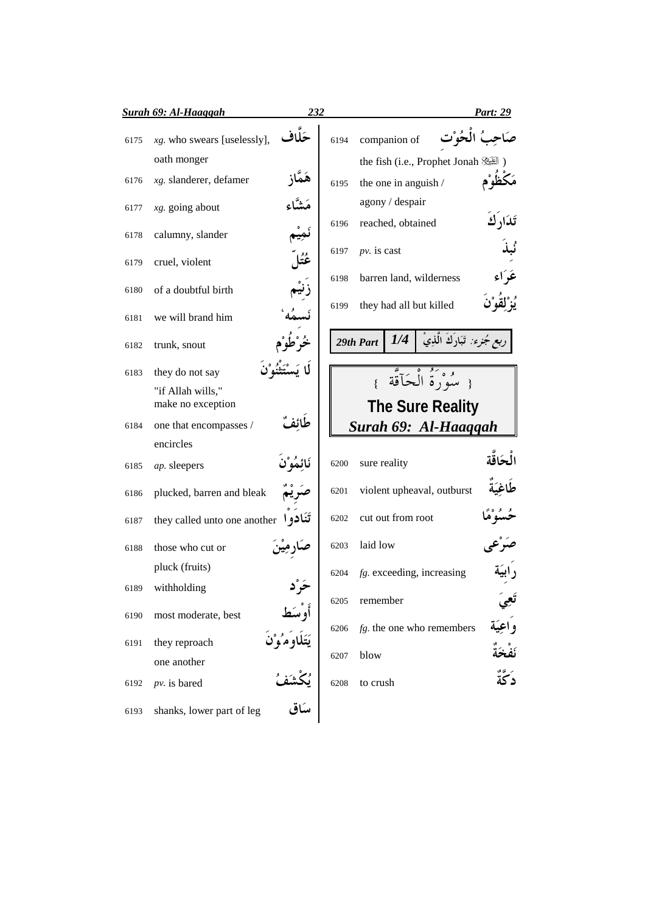| No. | Meaning | Word |
|---|---|---|
| 6175 | *xg.* who swears [uselessly], oath monger | حَلَّاف |
| 6176 | *xg.* slanderer, defamer | هَمَّاز |
| 6177 | *xg.* going about | مَشَّاء |
| 6178 | calumny, slander | نَمِيْم |
| 6179 | cruel, violent | عُتُلّ |
| 6180 | of a doubtful birth | زَنِيْم |
| 6181 | we will brand him | نَسِمُهٗ |
| 6182 | trunk, snout | خُرْطُوْم |
| 6183 | they do not say "if Allah wills," make no exception | لَا يَسْتَثْنُوْنَ |
| 6184 | one that encompasses / encircles | طَائِفٌ |
| 6185 | *ap.* sleepers | نَائِمُوْنَ |
| 6186 | plucked, barren and bleak | صَرِيْمٌ |
| 6187 | they called unto one another | تَنَادَوْا |
| 6188 | those who cut or pluck (fruits) | صَارِمِيْنَ |
| 6189 | withholding | حَرْد |
| 6190 | most moderate, best | أَوْسَط |
| 6191 | they reproach one another | يَتَلَاوَمُوْنَ |
| 6192 | *pv.* is bared | يُكْشَفُ |
| 6193 | shanks, lower part of leg | سَاق |
| 6194 | companion of the fish (i.e., Prophet Jonah ﷺ) | صَاحِبُ الْحُوْت |
| 6195 | the one in anguish / agony / despair | مَكْظُوْم |
| 6196 | reached, obtained | تَدَارَكَ |
| 6197 | *pv.* is cast | نُبِذَ |
| 6198 | barren land, wilderness | عَرَاء |
| 6199 | they had all but killed | يُزْلِقُوْنَ |

**29th Part** | **1/4** | ربع جُزء: تَبَارَكَ الَّذِيْ

## { سُوْرَةُ الْحَآقَّة }

## The Sure Reality

## *Surah 69: Al-Haaqqah*

| No. | Meaning | Word |
|---|---|---|
| 6200 | sure reality | الْحَاقَّة |
| 6201 | violent upheaval, outburst | طَاغِيَةٌ |
| 6202 | cut out from root | حُسُوْمًا |
| 6203 | laid low | صَرْعٰى |
| 6204 | *fg.* exceeding, increasing | رَابِيَة |
| 6205 | remember | تَعِيَ |
| 6206 | *fg.* the one who remembers | وَاعِيَة |
| 6207 | blow | نَفْخَةٌ |
| 6208 | to crush | دَكَّةٌ |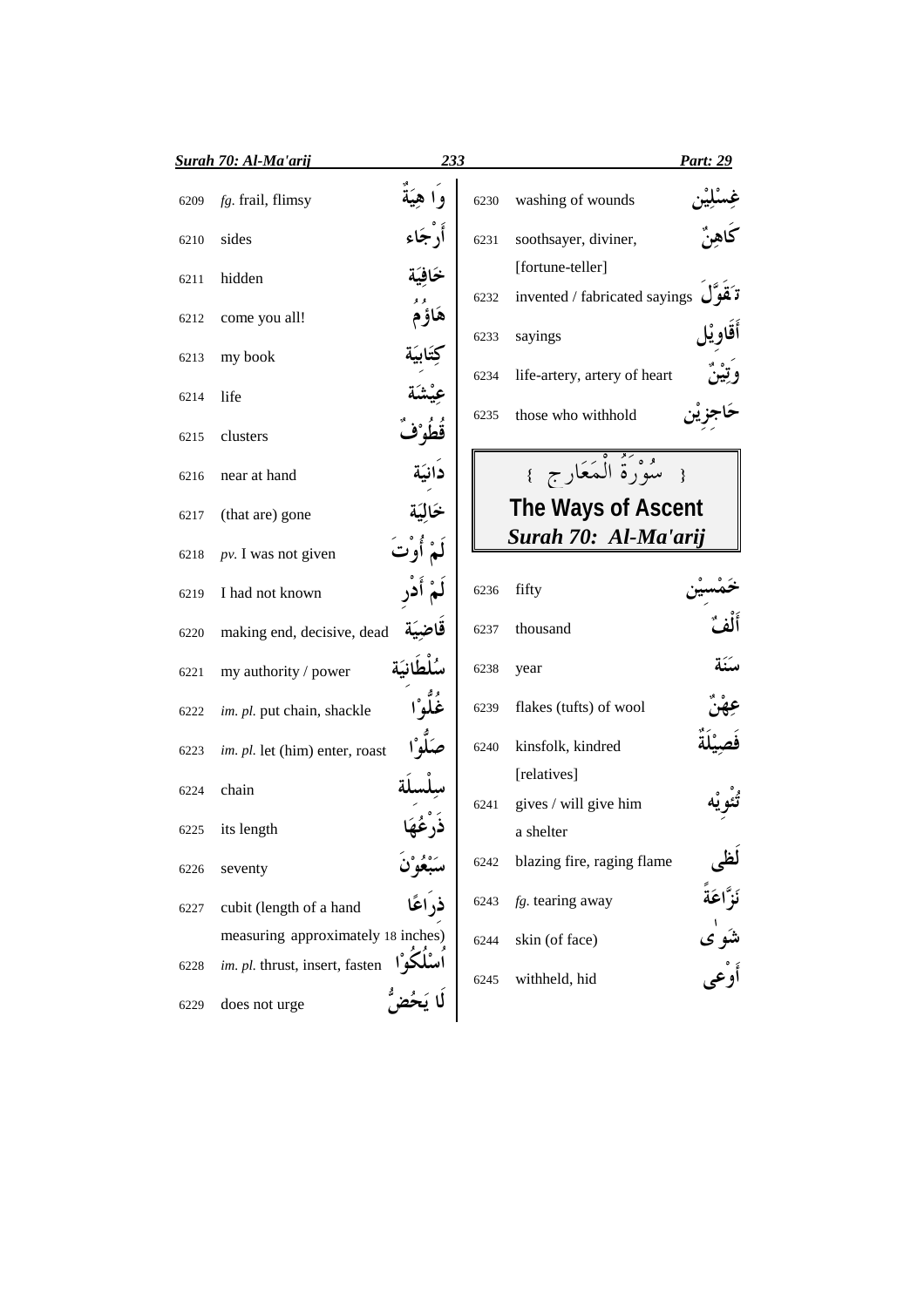| | | |
|---|---|---|
| 6209 | *fg.* frail, flimsy | وَا هِيَةٌ |
| 6210 | sides | أَرْجَاء |
| 6211 | hidden | خَافِيَة |
| 6212 | come you all! | هَاؤُمُ |
| 6213 | my book | كِتَابِيَة |
| 6214 | life | عِيْشَة |
| 6215 | clusters | قُطُوْفٌ |
| 6216 | near at hand | دَانِيَة |
| 6217 | (that are) gone | خَالِيَة |
| 6218 | *pv.* I was not given | لَمْ أُوْتَ |
| 6219 | I had not known | لَمْ أَدْرِ |
| 6220 | making end, decisive, dead | قَاضِيَة |
| 6221 | my authority / power | سُلْطَانِيَة |
| 6222 | *im. pl.* put chain, shackle | غُلُّوْا |
| 6223 | *im. pl.* let (him) enter, roast | صَلُّوْا |
| 6224 | chain | سِلْسِلَة |
| 6225 | its length | ذَرْعُهَا |
| 6226 | seventy | سَبْعُوْنَ |
| 6227 | cubit (length of a hand measuring approximately 18 inches) | ذِرَاعًا |
| 6228 | *im. pl.* thrust, insert, fasten | اُسْلُكُوْا |
| 6229 | does not urge | لَا يَحُضُّ |
| 6230 | washing of wounds | غِسْلِيْن |
| 6231 | soothsayer, diviner, [fortune-teller] | كَاهِنٌ |
| 6232 | invented / fabricated sayings | تَقَوَّلَ |
| 6233 | sayings | أَقَاوِيْل |
| 6234 | life-artery, artery of heart | وَتِيْنٌ |
| 6235 | those who withhold | حَاجِزِيْن |

## { سُوْرَةُ الْمَعَارِج }

## The Ways of Ascent

## *Surah 70: Al-Ma'arij*

| | | |
|---|---|---|
| 6236 | fifty | خَمْسِيْن |
| 6237 | thousand | أَلْفٌ |
| 6238 | year | سَنَة |
| 6239 | flakes (tufts) of wool | عِهْنٌ |
| 6240 | kinsfolk, kindred [relatives] | فَصِيْلَةٌ |
| 6241 | gives / will give him a shelter | تُئْوِيْه |
| 6242 | blazing fire, raging flame | لَظٰى |
| 6243 | *fg.* tearing away | نَزَّاعَةً |
| 6244 | skin (of face) | شَوٰى |
| 6245 | withheld, hid | أَوْعٰى |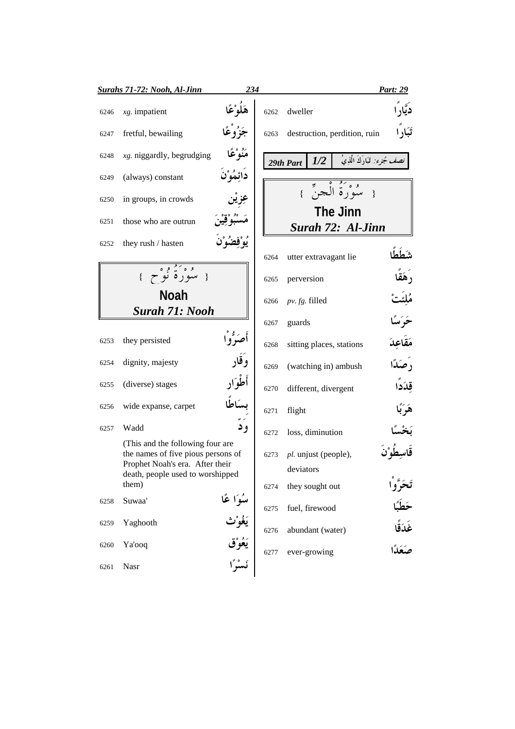| # | English | Arabic |
|---|---|---|
| 6246 | *xg.* impatient | هَلُوْعًا |
| 6247 | fretful, bewailing | جَزُوْعًا |
| 6248 | *xg.* niggardly, begrudging | مَنُوْعًا |
| 6249 | (always) constant | دَائِمُوْنَ |
| 6250 | in groups, in crowds | عِزِيْن |
| 6251 | those who are outrun | مَسْبُوْقِيْنَ |
| 6252 | they rush / hasten | يُوْفِضُوْنَ |

## { سُوْرَةُ نُوْحٍ }
## Noah
## *Surah 71: Nooh*

| # | English | Arabic |
|---|---|---|
| 6253 | they persisted | أَصَرُّوْا |
| 6254 | dignity, majesty | وَقَار |
| 6255 | (diverse) stages | أَطْوَار |
| 6256 | wide expanse, carpet | بِسَاطًا |
| 6257 | Wadd (This and the following four are the names of five pious persons of Prophet Noah's era. After their death, people used to worshipped them) | وَدّ |
| 6258 | Suwaa' | سُوَاعًا |
| 6259 | Yaghooth | يَغُوْث |
| 6260 | Ya'ooq | يَعُوْق |
| 6261 | Nasr | نَسْرًا |
| 6262 | dweller | دَيَّارًا |
| 6263 | destruction, perdition, ruin | تَبَارًا |

**29th Part 1/2** نصف جُزء: تَبَارَكَ الَّذِيْ

## { سُوْرَةُ الْجِنِّ }
## The Jinn
## *Surah 72: Al-Jinn*

| # | English | Arabic |
|---|---|---|
| 6264 | utter extravagant lie | شَطَطًا |
| 6265 | perversion | رَهَقًا |
| 6266 | *pv. fg.* filled | مُلِئَتْ |
| 6267 | guards | حَرَسًا |
| 6268 | sitting places, stations | مَقَاعِدَ |
| 6269 | (watching in) ambush | رَصَدًا |
| 6270 | different, divergent | قِدَدًا |
| 6271 | flight | هَرَبًا |
| 6272 | loss, diminution | بَخْسًا |
| 6273 | *pl.* unjust (people), deviators | قَاسِطُوْنَ |
| 6274 | they sought out | تَحَرَّوْا |
| 6275 | fuel, firewood | حَطَبًا |
| 6276 | abundant (water) | غَدَقًا |
| 6277 | ever-growing | صَعَدًا |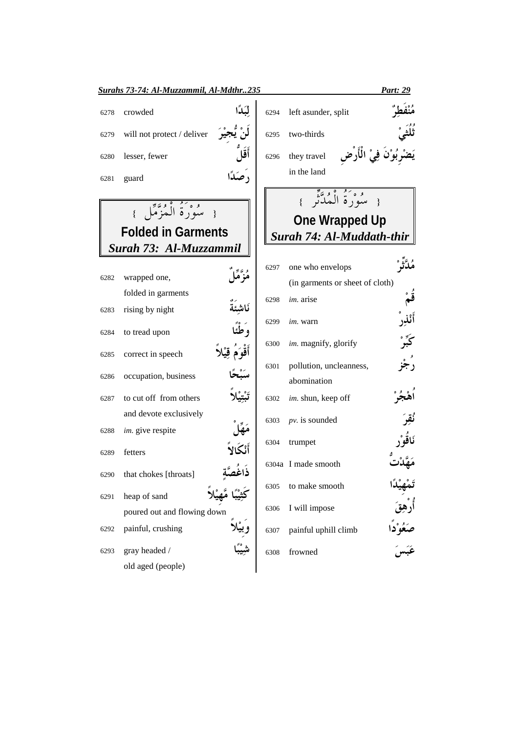| | | |
|---|---|---|
| 6278 | crowded | لِبَدًا |
| 6279 | will not protect / deliver | لَنْ يُجِيْرَ |
| 6280 | lesser, fewer | أَقَلُّ |
| 6281 | guard | رَصَدًا |

## { سُوْرَةُ الْمُزَّمِّل }
## Folded in Garments
## *Surah 73: Al-Muzzammil*

| | | |
|---|---|---|
| 6282 | wrapped one, folded in garments | مُزَّمِّلٌ |
| 6283 | rising by night | نَاشِئَةٌ |
| 6284 | to tread upon | وَطْئًا |
| 6285 | correct in speech | أَقْوَمُ قِيْلاً |
| 6286 | occupation, business | سَبْحًا |
| 6287 | to cut off from others and devote exclusively | تَبْتِيْلاً |
| 6288 | *im.* give respite | مَهِّلْ |
| 6289 | fetters | أَنْكَالاً |
| 6290 | that chokes [throats] | ذَاغُصَّةٍ |
| 6291 | heap of sand poured out and flowing down | كَثِيْبًا مَّهِيْلاً |
| 6292 | painful, crushing | وَبِيْلاً |
| 6293 | gray headed / old aged (people) | شِيْبًا |
| 6294 | left asunder, split | مُنْفَطِرٌ |
| 6295 | two-thirds | ثُلُثَيْ |
| 6296 | they travel in the land | يَضْرِبُوْنَ فِيْ الْأَرْضِ |

## { سُوْرَةُ الْمُدَّثِّر }
## One Wrapped Up
## *Surah 74: Al-Muddath-thir*

| | | |
|---|---|---|
| 6297 | one who envelops (in garments or sheet of cloth) | مُدَّثِّرْ |
| 6298 | *im.* arise | قُمْ |
| 6299 | *im.* warn | أَنْذِرْ |
| 6300 | *im.* magnify, glorify | كَبِّرْ |
| 6301 | pollution, uncleanness, abomination | رُجْز |
| 6302 | *im.* shun, keep off | اُهْجُرْ |
| 6303 | *pv.* is sounded | نُقِرَ |
| 6304 | trumpet | نَاقُوْر |
| 6304a | I made smooth | مَهَّدْتُّ |
| 6305 | to make smooth | تَمْهِيْدًا |
| 6306 | I will impose | أُرْهِقَ |
| 6307 | painful uphill climb | صَعُوْدًا |
| 6308 | frowned | عَبَسَ |